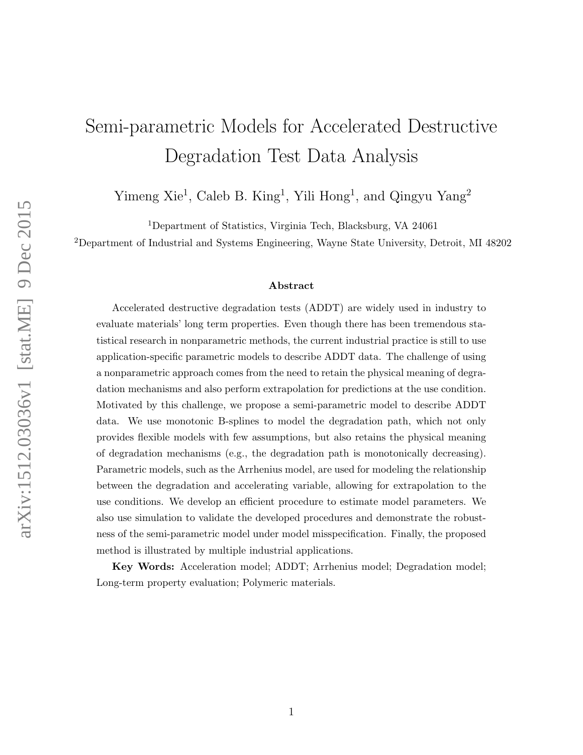# Semi-parametric Models for Accelerated Destructive Degradation Test Data Analysis

Yimeng Xie[1], Caleb B. King[1], Yili Hong[1], and Qingyu Yang[2]

[1]Department of Statistics, Virginia Tech, Blacksburg, VA 24061

[2]Department of Industrial and Systems Engineering, Wayne State University, Detroit, MI 48202

### Abstract

Accelerated destructive degradation tests (ADDT) are widely used in industry to evaluate materials' long term properties. Even though there has been tremendous statistical research in nonparametric methods, the current industrial practice is still to use application-specific parametric models to describe ADDT data. The challenge of using a nonparametric approach comes from the need to retain the physical meaning of degradation mechanisms and also perform extrapolation for predictions at the use condition. Motivated by this challenge, we propose a semi-parametric model to describe ADDT data. We use monotonic B-splines to model the degradation path, which not only provides flexible models with few assumptions, but also retains the physical meaning of degradation mechanisms (e.g., the degradation path is monotonically decreasing). Parametric models, such as the Arrhenius model, are used for modeling the relationship between the degradation and accelerating variable, allowing for extrapolation to the use conditions. We develop an efficient procedure to estimate model parameters. We also use simulation to validate the developed procedures and demonstrate the robustness of the semi-parametric model under model misspecification. Finally, the proposed method is illustrated by multiple industrial applications.

**Key Words:** Acceleration model; ADDT; Arrhenius model; Degradation model; Long-term property evaluation; Polymeric materials.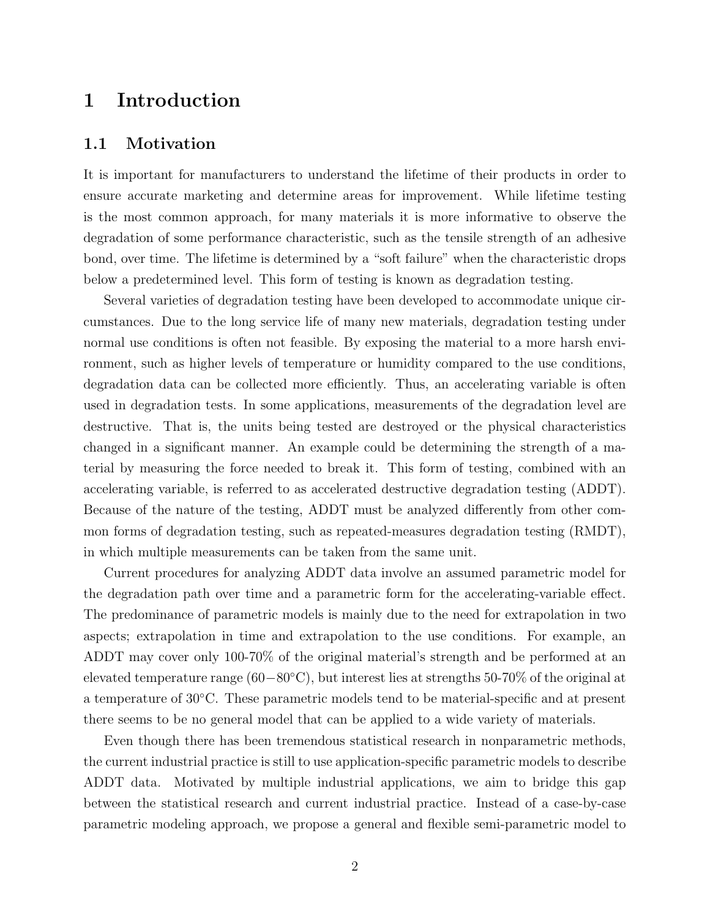// Editor's note: "60−80°C" is the page's en-dash range, which LaTeX typesets as a minus; rendered here as a plain range.
# 1 Introduction

## 1.1 Motivation

It is important for manufacturers to understand the lifetime of their products in order to ensure accurate marketing and determine areas for improvement. While lifetime testing is the most common approach, for many materials it is more informative to observe the degradation of some performance characteristic, such as the tensile strength of an adhesive bond, over time. The lifetime is determined by a "soft failure" when the characteristic drops below a predetermined level. This form of testing is known as degradation testing.

Several varieties of degradation testing have been developed to accommodate unique circumstances. Due to the long service life of many new materials, degradation testing under normal use conditions is often not feasible. By exposing the material to a more harsh environment, such as higher levels of temperature or humidity compared to the use conditions, degradation data can be collected more efficiently. Thus, an accelerating variable is often used in degradation tests. In some applications, measurements of the degradation level are destructive. That is, the units being tested are destroyed or the physical characteristics changed in a significant manner. An example could be determining the strength of a material by measuring the force needed to break it. This form of testing, combined with an accelerating variable, is referred to as accelerated destructive degradation testing (ADDT). Because of the nature of the testing, ADDT must be analyzed differently from other common forms of degradation testing, such as repeated-measures degradation testing (RMDT), in which multiple measurements can be taken from the same unit.

Current procedures for analyzing ADDT data involve an assumed parametric model for the degradation path over time and a parametric form for the accelerating-variable effect. The predominance of parametric models is mainly due to the need for extrapolation in two aspects; extrapolation in time and extrapolation to the use conditions. For example, an ADDT may cover only 100-70% of the original material's strength and be performed at an elevated temperature range (60–80°C), but interest lies at strengths 50-70% of the original at a temperature of 30°C. These parametric models tend to be material-specific and at present there seems to be no general model that can be applied to a wide variety of materials.

Even though there has been tremendous statistical research in nonparametric methods, the current industrial practice is still to use application-specific parametric models to describe ADDT data. Motivated by multiple industrial applications, we aim to bridge this gap between the statistical research and current industrial practice. Instead of a case-by-case parametric modeling approach, we propose a general and flexible semi-parametric model to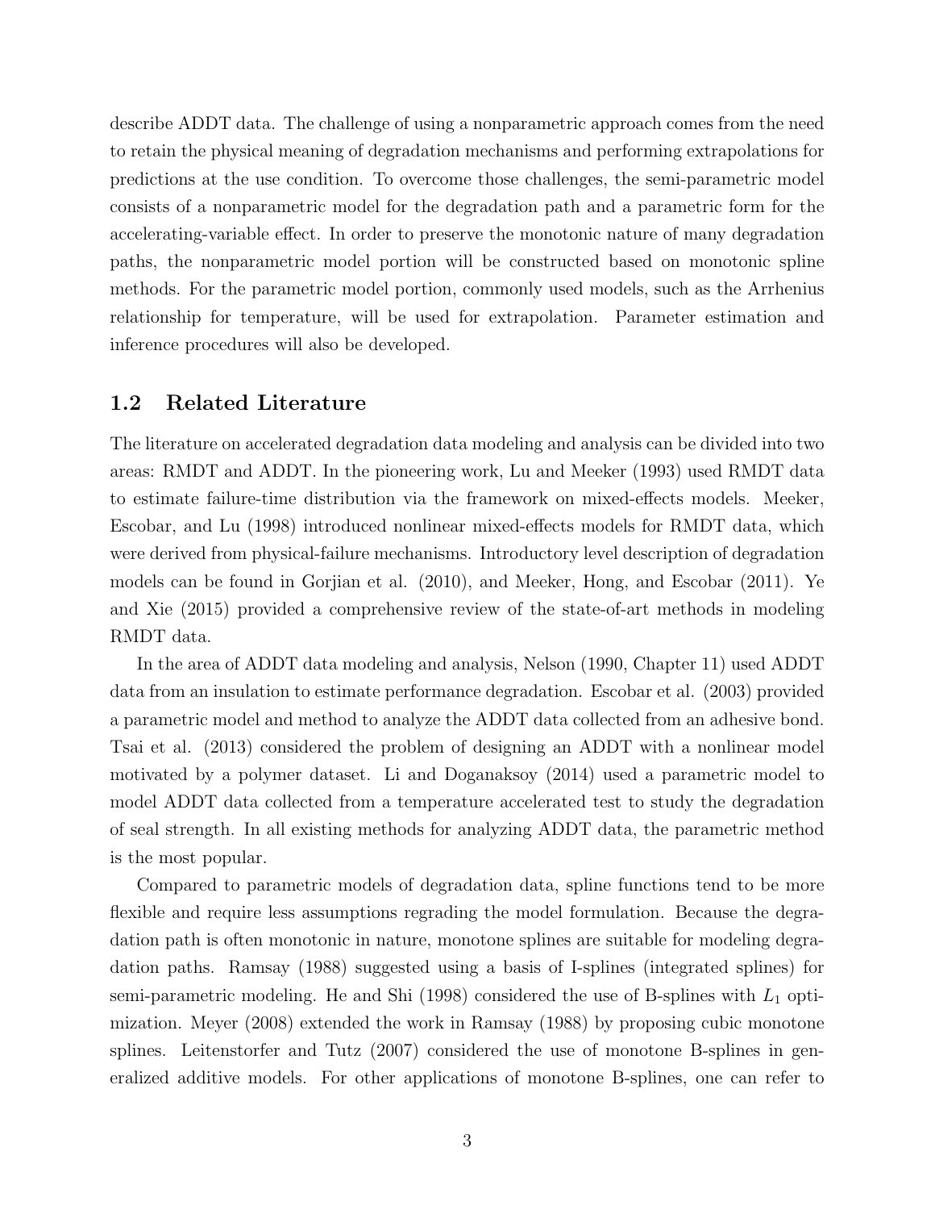describe ADDT data. The challenge of using a nonparametric approach comes from the need to retain the physical meaning of degradation mechanisms and performing extrapolations for predictions at the use condition. To overcome those challenges, the semi-parametric model consists of a nonparametric model for the degradation path and a parametric form for the accelerating-variable effect. In order to preserve the monotonic nature of many degradation paths, the nonparametric model portion will be constructed based on monotonic spline methods. For the parametric model portion, commonly used models, such as the Arrhenius relationship for temperature, will be used for extrapolation. Parameter estimation and inference procedures will also be developed.

## 1.2 Related Literature

The literature on accelerated degradation data modeling and analysis can be divided into two areas: RMDT and ADDT. In the pioneering work, Lu and Meeker (1993) used RMDT data to estimate failure-time distribution via the framework on mixed-effects models. Meeker, Escobar, and Lu (1998) introduced nonlinear mixed-effects models for RMDT data, which were derived from physical-failure mechanisms. Introductory level description of degradation models can be found in Gorjian et al. (2010), and Meeker, Hong, and Escobar (2011). Ye and Xie (2015) provided a comprehensive review of the state-of-art methods in modeling RMDT data.

In the area of ADDT data modeling and analysis, Nelson (1990, Chapter 11) used ADDT data from an insulation to estimate performance degradation. Escobar et al. (2003) provided a parametric model and method to analyze the ADDT data collected from an adhesive bond. Tsai et al. (2013) considered the problem of designing an ADDT with a nonlinear model motivated by a polymer dataset. Li and Doganaksoy (2014) used a parametric model to model ADDT data collected from a temperature accelerated test to study the degradation of seal strength. In all existing methods for analyzing ADDT data, the parametric method is the most popular.

Compared to parametric models of degradation data, spline functions tend to be more flexible and require less assumptions regrading the model formulation. Because the degradation path is often monotonic in nature, monotone splines are suitable for modeling degradation paths. Ramsay (1988) suggested using a basis of I-splines (integrated splines) for semi-parametric modeling. He and Shi (1998) considered the use of B-splines with $L_1$ optimization. Meyer (2008) extended the work in Ramsay (1988) by proposing cubic monotone splines. Leitenstorfer and Tutz (2007) considered the use of monotone B-splines in generalized additive models. For other applications of monotone B-splines, one can refer to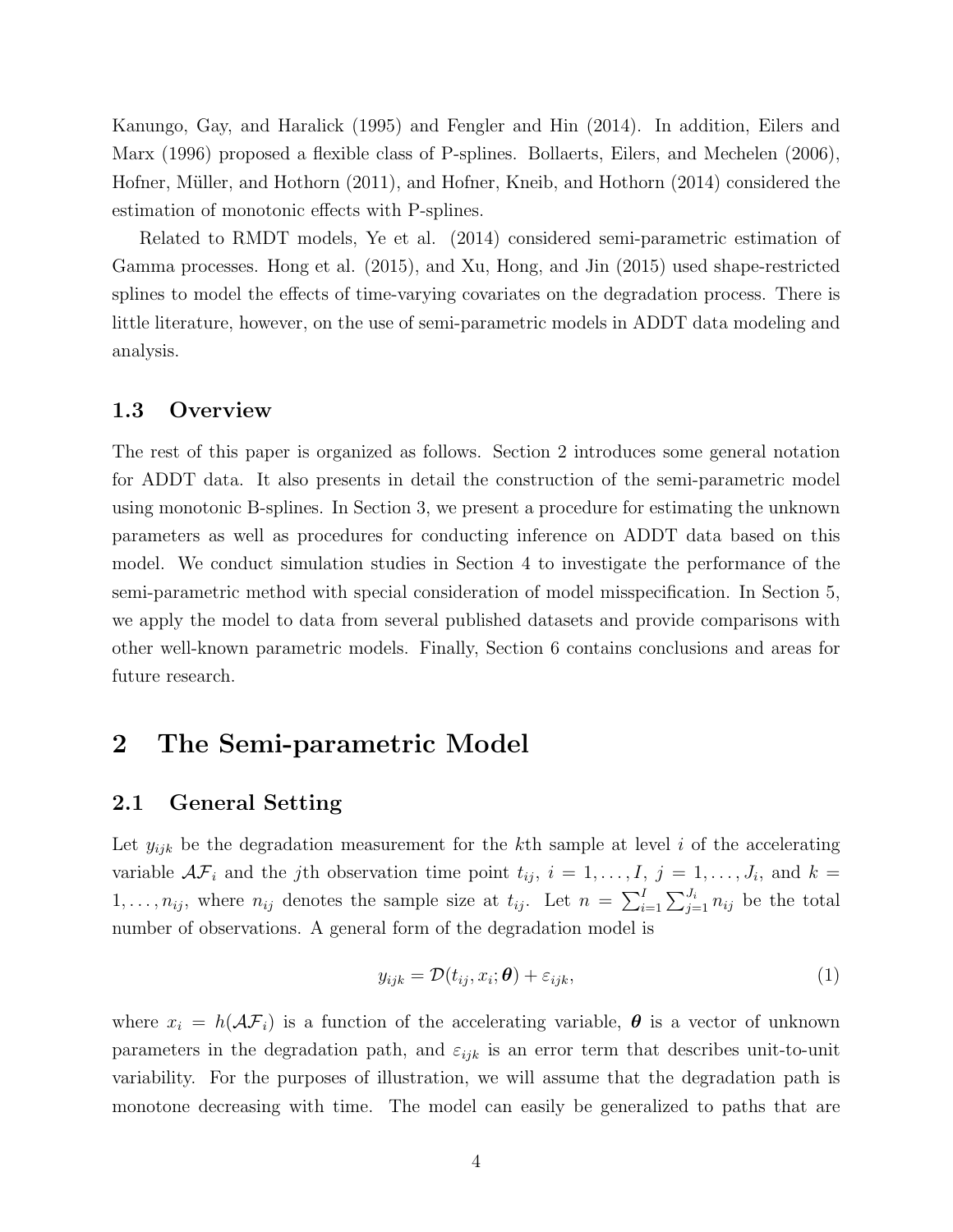Kanungo, Gay, and Haralick (1995) and Fengler and Hin (2014). In addition, Eilers and Marx (1996) proposed a flexible class of P-splines. Bollaerts, Eilers, and Mechelen (2006), Hofner, Müller, and Hothorn (2011), and Hofner, Kneib, and Hothorn (2014) considered the estimation of monotonic effects with P-splines.

Related to RMDT models, Ye et al. (2014) considered semi-parametric estimation of Gamma processes. Hong et al. (2015), and Xu, Hong, and Jin (2015) used shape-restricted splines to model the effects of time-varying covariates on the degradation process. There is little literature, however, on the use of semi-parametric models in ADDT data modeling and analysis.

### 1.3 Overview

The rest of this paper is organized as follows. Section 2 introduces some general notation for ADDT data. It also presents in detail the construction of the semi-parametric model using monotonic B-splines. In Section 3, we present a procedure for estimating the unknown parameters as well as procedures for conducting inference on ADDT data based on this model. We conduct simulation studies in Section 4 to investigate the performance of the semi-parametric method with special consideration of model misspecification. In Section 5, we apply the model to data from several published datasets and provide comparisons with other well-known parametric models. Finally, Section 6 contains conclusions and areas for future research.

## 2 The Semi-parametric Model

### 2.1 General Setting

Let $y_{ijk}$ be the degradation measurement for the $k$th sample at level $i$ of the accelerating variable $\mathcal{AF}_i$ and the $j$th observation time point $t_{ij}$, $i = 1, \ldots, I$, $j = 1, \ldots, J_i$, and $k = 1, \ldots, n_{ij}$, where $n_{ij}$ denotes the sample size at $t_{ij}$. Let $n = \sum_{i=1}^{I} \sum_{j=1}^{J_i} n_{ij}$ be the total number of observations. A general form of the degradation model is

$$y_{ijk} = \mathcal{D}(t_{ij}, x_i; \boldsymbol{\theta}) + \varepsilon_{ijk}, \tag{1}$$

where $x_i = h(\mathcal{AF}_i)$ is a function of the accelerating variable, $\boldsymbol{\theta}$ is a vector of unknown parameters in the degradation path, and $\varepsilon_{ijk}$ is an error term that describes unit-to-unit variability. For the purposes of illustration, we will assume that the degradation path is monotone decreasing with time. The model can easily be generalized to paths that are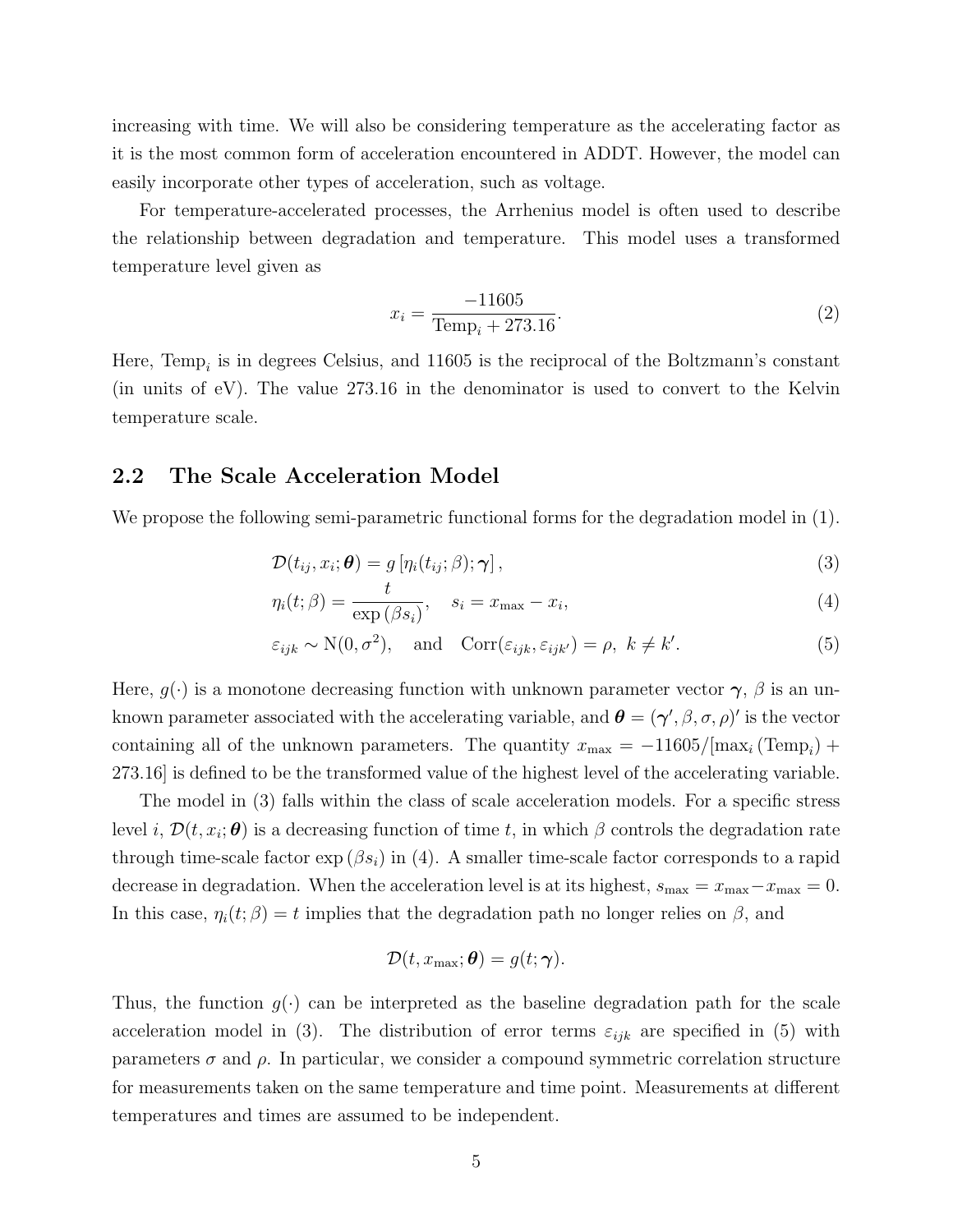increasing with time. We will also be considering temperature as the accelerating factor as it is the most common form of acceleration encountered in ADDT. However, the model can easily incorporate other types of acceleration, such as voltage.

For temperature-accelerated processes, the Arrhenius model is often used to describe the relationship between degradation and temperature. This model uses a transformed temperature level given as

$$x_i = \frac{-11605}{\text{Temp}_i + 273.16}. \tag{2}$$

Here, $\text{Temp}_i$ is in degrees Celsius, and 11605 is the reciprocal of the Boltzmann's constant (in units of eV). The value 273.16 in the denominator is used to convert to the Kelvin temperature scale.

## 2.2 The Scale Acceleration Model

We propose the following semi-parametric functional forms for the degradation model in (1).

$$\mathcal{D}(t_{ij}, x_i; \boldsymbol{\theta}) = g\left[\eta_i(t_{ij}; \beta); \boldsymbol{\gamma}\right], \tag{3}$$

$$\eta_i(t; \beta) = \frac{t}{\exp(\beta s_i)}, \quad s_i = x_{\max} - x_i, \tag{4}$$

$$\varepsilon_{ijk} \sim \text{N}(0, \sigma^2), \quad \text{and} \quad \text{Corr}(\varepsilon_{ijk}, \varepsilon_{ijk'}) = \rho, \ k \neq k'. \tag{5}$$

Here, $g(\cdot)$ is a monotone decreasing function with unknown parameter vector $\boldsymbol{\gamma}$, $\beta$ is an unknown parameter associated with the accelerating variable, and $\boldsymbol{\theta} = (\boldsymbol{\gamma}', \beta, \sigma, \rho)'$ is the vector containing all of the unknown parameters. The quantity $x_{\max} = -11605/[\max_i(\text{Temp}_i) + 273.16]$ is defined to be the transformed value of the highest level of the accelerating variable.

The model in (3) falls within the class of scale acceleration models. For a specific stress level $i$, $\mathcal{D}(t, x_i; \boldsymbol{\theta})$ is a decreasing function of time $t$, in which $\beta$ controls the degradation rate through time-scale factor $\exp(\beta s_i)$ in (4). A smaller time-scale factor corresponds to a rapid decrease in degradation. When the acceleration level is at its highest, $s_{\max} = x_{\max} - x_{\max} = 0$. In this case, $\eta_i(t; \beta) = t$ implies that the degradation path no longer relies on $\beta$, and

$$\mathcal{D}(t, x_{\max}; \boldsymbol{\theta}) = g(t; \boldsymbol{\gamma}).$$

Thus, the function $g(\cdot)$ can be interpreted as the baseline degradation path for the scale acceleration model in (3). The distribution of error terms $\varepsilon_{ijk}$ are specified in (5) with parameters $\sigma$ and $\rho$. In particular, we consider a compound symmetric correlation structure for measurements taken on the same temperature and time point. Measurements at different temperatures and times are assumed to be independent.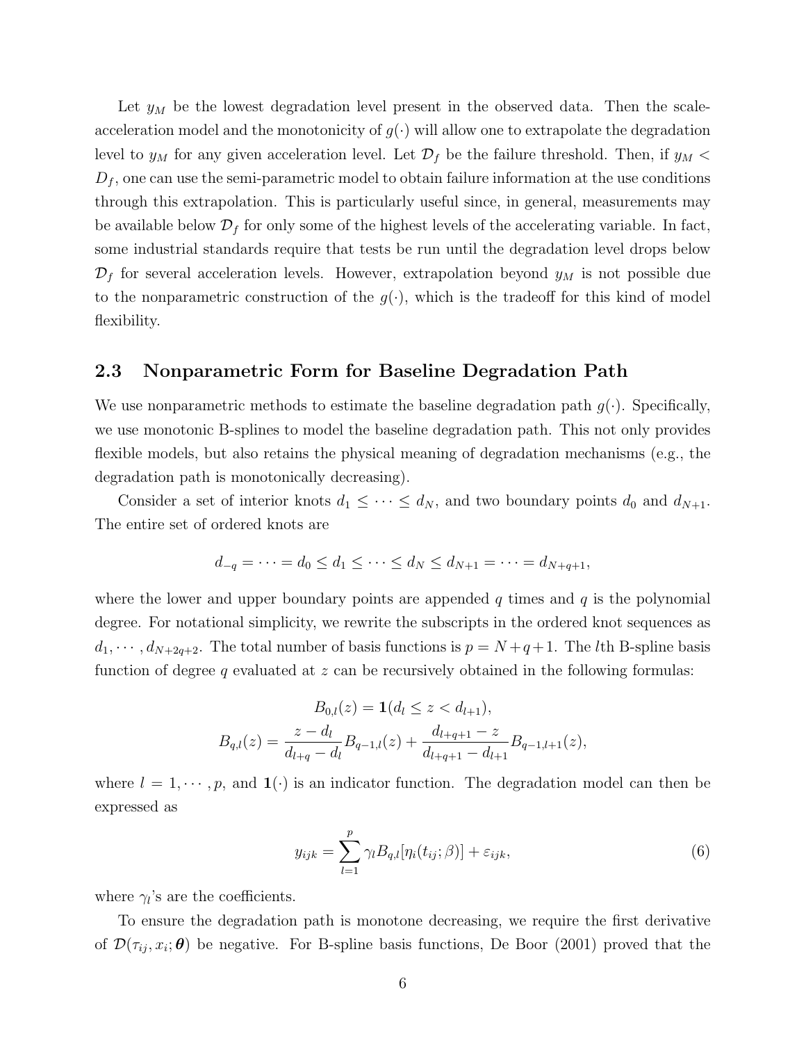Let $y_M$ be the lowest degradation level present in the observed data. Then the scale-acceleration model and the monotonicity of $g(\cdot)$ will allow one to extrapolate the degradation level to $y_M$ for any given acceleration level. Let $\mathcal{D}_f$ be the failure threshold. Then, if $y_M < D_f$, one can use the semi-parametric model to obtain failure information at the use conditions through this extrapolation. This is particularly useful since, in general, measurements may be available below $\mathcal{D}_f$ for only some of the highest levels of the accelerating variable. In fact, some industrial standards require that tests be run until the degradation level drops below $\mathcal{D}_f$ for several acceleration levels. However, extrapolation beyond $y_M$ is not possible due to the nonparametric construction of the $g(\cdot)$, which is the tradeoff for this kind of model flexibility.

## 2.3 Nonparametric Form for Baseline Degradation Path

We use nonparametric methods to estimate the baseline degradation path $g(\cdot)$. Specifically, we use monotonic B-splines to model the baseline degradation path. This not only provides flexible models, but also retains the physical meaning of degradation mechanisms (e.g., the degradation path is monotonically decreasing).

Consider a set of interior knots $d_1 \leq \cdots \leq d_N$, and two boundary points $d_0$ and $d_{N+1}$. The entire set of ordered knots are

$$d_{-q} = \cdots = d_0 \leq d_1 \leq \cdots \leq d_N \leq d_{N+1} = \cdots = d_{N+q+1},$$

where the lower and upper boundary points are appended $q$ times and $q$ is the polynomial degree. For notational simplicity, we rewrite the subscripts in the ordered knot sequences as $d_1, \cdots, d_{N+2q+2}$. The total number of basis functions is $p = N+q+1$. The $l$th B-spline basis function of degree $q$ evaluated at $z$ can be recursively obtained in the following formulas:

$$B_{0,l}(z) = \mathbf{1}(d_l \leq z < d_{l+1}),$$
$$B_{q,l}(z) = \frac{z - d_l}{d_{l+q} - d_l} B_{q-1,l}(z) + \frac{d_{l+q+1} - z}{d_{l+q+1} - d_{l+1}} B_{q-1,l+1}(z),$$

where $l = 1, \cdots, p$, and $\mathbf{1}(\cdot)$ is an indicator function. The degradation model can then be expressed as

$$y_{ijk} = \sum_{l=1}^{p} \gamma_l B_{q,l}[\eta_i(t_{ij}; \beta)] + \varepsilon_{ijk}, \tag{6}$$

where $\gamma_l$'s are the coefficients.

To ensure the degradation path is monotone decreasing, we require the first derivative of $\mathcal{D}(\tau_{ij}, x_i; \boldsymbol{\theta})$ be negative. For B-spline basis functions, De Boor (2001) proved that the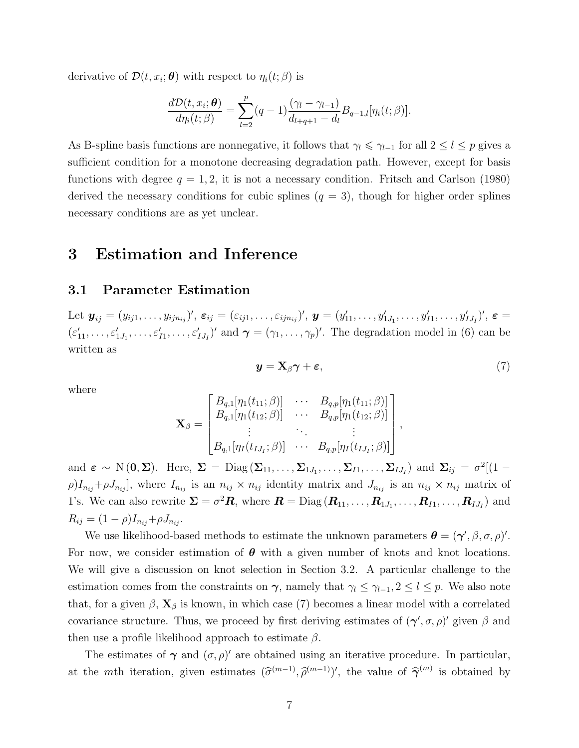derivative of $\mathcal{D}(t, x_i; \boldsymbol{\theta})$ with respect to $\eta_i(t; \beta)$ is

$$\frac{d\mathcal{D}(t, x_i; \boldsymbol{\theta})}{d\eta_i(t; \beta)} = \sum_{l=2}^{p} (q-1) \frac{(\gamma_l - \gamma_{l-1})}{d_{l+q+1} - d_l} B_{q-1,l}[\eta_i(t; \beta)].$$

As B-spline basis functions are nonnegative, it follows that $\gamma_l \leqslant \gamma_{l-1}$ for all $2 \leq l \leq p$ gives a sufficient condition for a monotone decreasing degradation path. However, except for basis functions with degree $q = 1, 2$, it is not a necessary condition. Fritsch and Carlson (1980) derived the necessary conditions for cubic splines ($q = 3$), though for higher order splines necessary conditions are as yet unclear.

# 3 Estimation and Inference

## 3.1 Parameter Estimation

Let $\boldsymbol{y}_{ij} = (y_{ij1}, \ldots, y_{ijn_{ij}})'$, $\boldsymbol{\varepsilon}_{ij} = (\varepsilon_{ij1}, \ldots, \varepsilon_{ijn_{ij}})'$, $\boldsymbol{y} = (y'_{11}, \ldots, y'_{1J_1}, \ldots, y'_{I1}, \ldots, y'_{IJ_I})'$, $\boldsymbol{\varepsilon} = (\varepsilon'_{11}, \ldots, \varepsilon'_{1J_1}, \ldots, \varepsilon'_{I1}, \ldots, \varepsilon'_{IJ_I})'$ and $\boldsymbol{\gamma} = (\gamma_1, \ldots, \gamma_p)'$. The degradation model in (6) can be written as

$$\boldsymbol{y} = \mathbf{X}_\beta \boldsymbol{\gamma} + \boldsymbol{\varepsilon}, \tag{7}$$

where

$$\mathbf{X}_\beta = \begin{bmatrix} B_{q,1}[\eta_1(t_{11}; \beta)] & \cdots & B_{q,p}[\eta_1(t_{11}; \beta)] \\ B_{q,1}[\eta_1(t_{12}; \beta)] & \cdots & B_{q,p}[\eta_1(t_{12}; \beta)] \\ \vdots & \ddots & \vdots \\ B_{q,1}[\eta_I(t_{IJ_I}; \beta)] & \cdots & B_{q,p}[\eta_I(t_{IJ_I}; \beta)] \end{bmatrix},$$

and $\boldsymbol{\varepsilon} \sim \mathrm{N}(\mathbf{0}, \boldsymbol{\Sigma})$. Here, $\boldsymbol{\Sigma} = \mathrm{Diag}(\boldsymbol{\Sigma}_{11}, \ldots, \boldsymbol{\Sigma}_{1J_1}, \ldots, \boldsymbol{\Sigma}_{I1}, \ldots, \boldsymbol{\Sigma}_{IJ_I})$ and $\boldsymbol{\Sigma}_{ij} = \sigma^2[(1-\rho)I_{n_{ij}} + \rho J_{n_{ij}}]$, where $I_{n_{ij}}$ is an $n_{ij} \times n_{ij}$ identity matrix and $J_{n_{ij}}$ is an $n_{ij} \times n_{ij}$ matrix of 1's. We can also rewrite $\boldsymbol{\Sigma} = \sigma^2 \boldsymbol{R}$, where $\boldsymbol{R} = \mathrm{Diag}(\boldsymbol{R}_{11}, \ldots, \boldsymbol{R}_{1J_1}, \ldots, \boldsymbol{R}_{I1}, \ldots, \boldsymbol{R}_{IJ_I})$ and $R_{ij} = (1-\rho)I_{n_{ij}} + \rho J_{n_{ij}}$.

We use likelihood-based methods to estimate the unknown parameters $\boldsymbol{\theta} = (\boldsymbol{\gamma}', \beta, \sigma, \rho)'$. For now, we consider estimation of $\boldsymbol{\theta}$ with a given number of knots and knot locations. We will give a discussion on knot selection in Section 3.2. A particular challenge to the estimation comes from the constraints on $\boldsymbol{\gamma}$, namely that $\gamma_l \leq \gamma_{l-1}, 2 \leq l \leq p$. We also note that, for a given $\beta$, $\mathbf{X}_\beta$ is known, in which case (7) becomes a linear model with a correlated covariance structure. Thus, we proceed by first deriving estimates of $(\boldsymbol{\gamma}', \sigma, \rho)'$ given $\beta$ and then use a profile likelihood approach to estimate $\beta$.

The estimates of $\boldsymbol{\gamma}$ and $(\sigma, \rho)'$ are obtained using an iterative procedure. In particular, at the $m$th iteration, given estimates $(\widehat{\sigma}^{(m-1)}, \widehat{\rho}^{(m-1)})'$, the value of $\widehat{\boldsymbol{\gamma}}^{(m)}$ is obtained by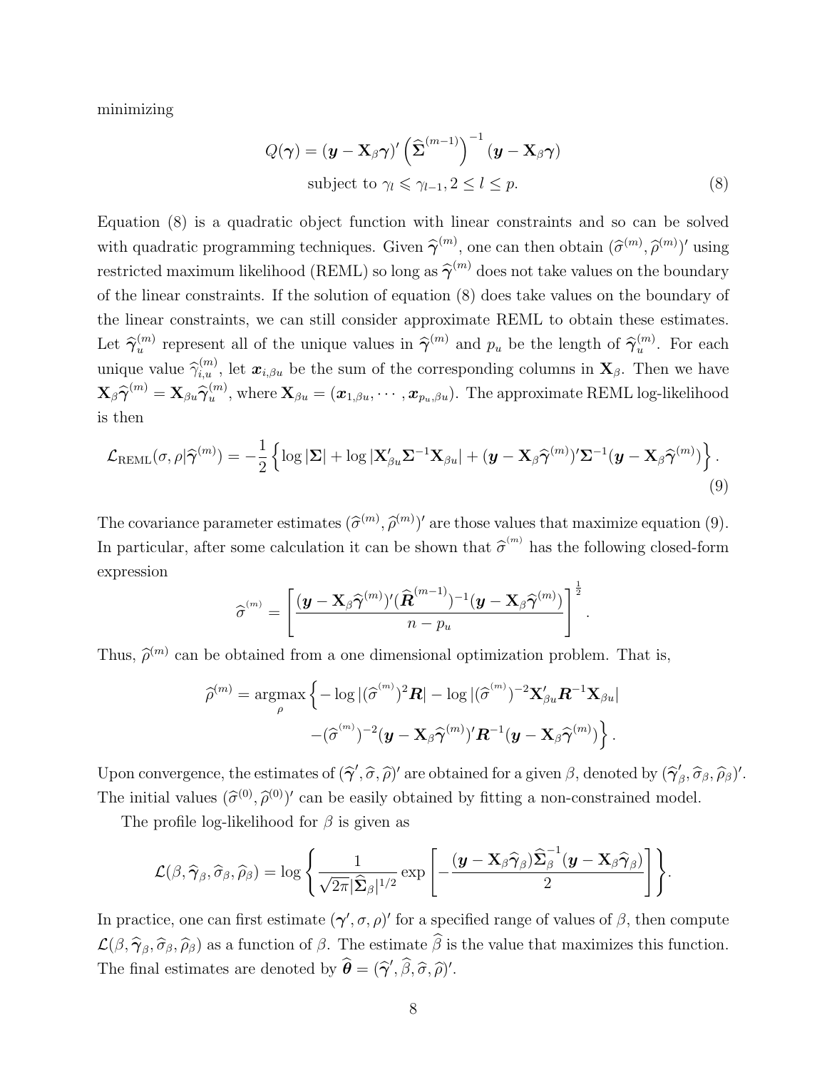minimizing

$$
Q(\boldsymbol{\gamma}) = (\boldsymbol{y} - \mathbf{X}_{\beta}\boldsymbol{\gamma})' \left(\widehat{\boldsymbol{\Sigma}}^{(m-1)}\right)^{-1} (\boldsymbol{y} - \mathbf{X}_{\beta}\boldsymbol{\gamma})
$$

$$
\text{subject to } \gamma_l \leqslant \gamma_{l-1}, 2 \le l \le p. \tag{8}
$$

Equation (8) is a quadratic object function with linear constraints and so can be solved with quadratic programming techniques. Given $\widehat{\boldsymbol{\gamma}}^{(m)}$, one can then obtain $(\widehat{\sigma}^{(m)}, \widehat{\rho}^{(m)})'$ using restricted maximum likelihood (REML) so long as $\widehat{\boldsymbol{\gamma}}^{(m)}$ does not take values on the boundary of the linear constraints. If the solution of equation (8) does take values on the boundary of the linear constraints, we can still consider approximate REML to obtain these estimates. Let $\widehat{\boldsymbol{\gamma}}_u^{(m)}$ represent all of the unique values in $\widehat{\boldsymbol{\gamma}}^{(m)}$ and $p_u$ be the length of $\widehat{\boldsymbol{\gamma}}_u^{(m)}$. For each unique value $\widehat{\gamma}_{i,u}^{(m)}$, let $\boldsymbol{x}_{i,\beta u}$ be the sum of the corresponding columns in $\mathbf{X}_{\beta}$. Then we have $\mathbf{X}_{\beta}\widehat{\boldsymbol{\gamma}}^{(m)} = \mathbf{X}_{\beta u}\widehat{\boldsymbol{\gamma}}_u^{(m)}$, where $\mathbf{X}_{\beta u} = (\boldsymbol{x}_{1,\beta u}, \cdots, \boldsymbol{x}_{p_u,\beta u})$. The approximate REML log-likelihood is then

$$
\mathcal{L}_{\text{REML}}(\sigma, \rho | \widehat{\boldsymbol{\gamma}}^{(m)}) = -\frac{1}{2}\left\{\log|\boldsymbol{\Sigma}| + \log|\mathbf{X}_{\beta u}'\boldsymbol{\Sigma}^{-1}\mathbf{X}_{\beta u}| + (\boldsymbol{y} - \mathbf{X}_{\beta}\widehat{\boldsymbol{\gamma}}^{(m)})'\boldsymbol{\Sigma}^{-1}(\boldsymbol{y} - \mathbf{X}_{\beta}\widehat{\boldsymbol{\gamma}}^{(m)})\right\}. \tag{9}
$$

The covariance parameter estimates $(\widehat{\sigma}^{(m)}, \widehat{\rho}^{(m)})'$ are those values that maximize equation (9). In particular, after some calculation it can be shown that $\widehat{\sigma}^{(m)}$ has the following closed-form expression

$$
\widehat{\sigma}^{(m)} = \left[\frac{(\boldsymbol{y} - \mathbf{X}_{\beta}\widehat{\boldsymbol{\gamma}}^{(m)})'(\widehat{\boldsymbol{R}}^{(m-1)})^{-1}(\boldsymbol{y} - \mathbf{X}_{\beta}\widehat{\boldsymbol{\gamma}}^{(m)})}{n - p_u}\right]^{\frac{1}{2}}.
$$

Thus, $\widehat{\rho}^{(m)}$ can be obtained from a one dimensional optimization problem. That is,

$$
\begin{aligned}
\widehat{\rho}^{(m)} = \underset{\rho}{\operatorname{argmax}} \Big\{ & -\log|(\widehat{\sigma}^{(m)})^2\boldsymbol{R}| - \log|(\widehat{\sigma}^{(m)})^{-2}\mathbf{X}_{\beta u}'\boldsymbol{R}^{-1}\mathbf{X}_{\beta u}| \\
& -(\widehat{\sigma}^{(m)})^{-2}(\boldsymbol{y} - \mathbf{X}_{\beta}\widehat{\boldsymbol{\gamma}}^{(m)})'\boldsymbol{R}^{-1}(\boldsymbol{y} - \mathbf{X}_{\beta}\widehat{\boldsymbol{\gamma}}^{(m)})\Big\}.
\end{aligned}
$$

Upon convergence, the estimates of $(\widehat{\boldsymbol{\gamma}}', \widehat{\sigma}, \widehat{\rho})'$ are obtained for a given $\beta$, denoted by $(\widehat{\boldsymbol{\gamma}}_{\beta}', \widehat{\sigma}_{\beta}, \widehat{\rho}_{\beta})'$. The initial values $(\widehat{\sigma}^{(0)}, \widehat{\rho}^{(0)})'$ can be easily obtained by fitting a non-constrained model.

The profile log-likelihood for $\beta$ is given as

$$
\mathcal{L}(\beta, \widehat{\boldsymbol{\gamma}}_{\beta}, \widehat{\sigma}_{\beta}, \widehat{\rho}_{\beta}) = \log\left\{\frac{1}{\sqrt{2\pi}|\widehat{\boldsymbol{\Sigma}}_{\beta}|^{1/2}} \exp\left[-\frac{(\boldsymbol{y} - \mathbf{X}_{\beta}\widehat{\boldsymbol{\gamma}}_{\beta})\widehat{\boldsymbol{\Sigma}}_{\beta}^{-1}(\boldsymbol{y} - \mathbf{X}_{\beta}\widehat{\boldsymbol{\gamma}}_{\beta})}{2}\right]\right\}.
$$

In practice, one can first estimate $(\boldsymbol{\gamma}', \sigma, \rho)'$ for a specified range of values of $\beta$, then compute $\mathcal{L}(\beta, \widehat{\boldsymbol{\gamma}}_{\beta}, \widehat{\sigma}_{\beta}, \widehat{\rho}_{\beta})$ as a function of $\beta$. The estimate $\widehat{\beta}$ is the value that maximizes this function. The final estimates are denoted by $\widehat{\boldsymbol{\theta}} = (\widehat{\boldsymbol{\gamma}}', \widehat{\beta}, \widehat{\sigma}, \widehat{\rho})'$.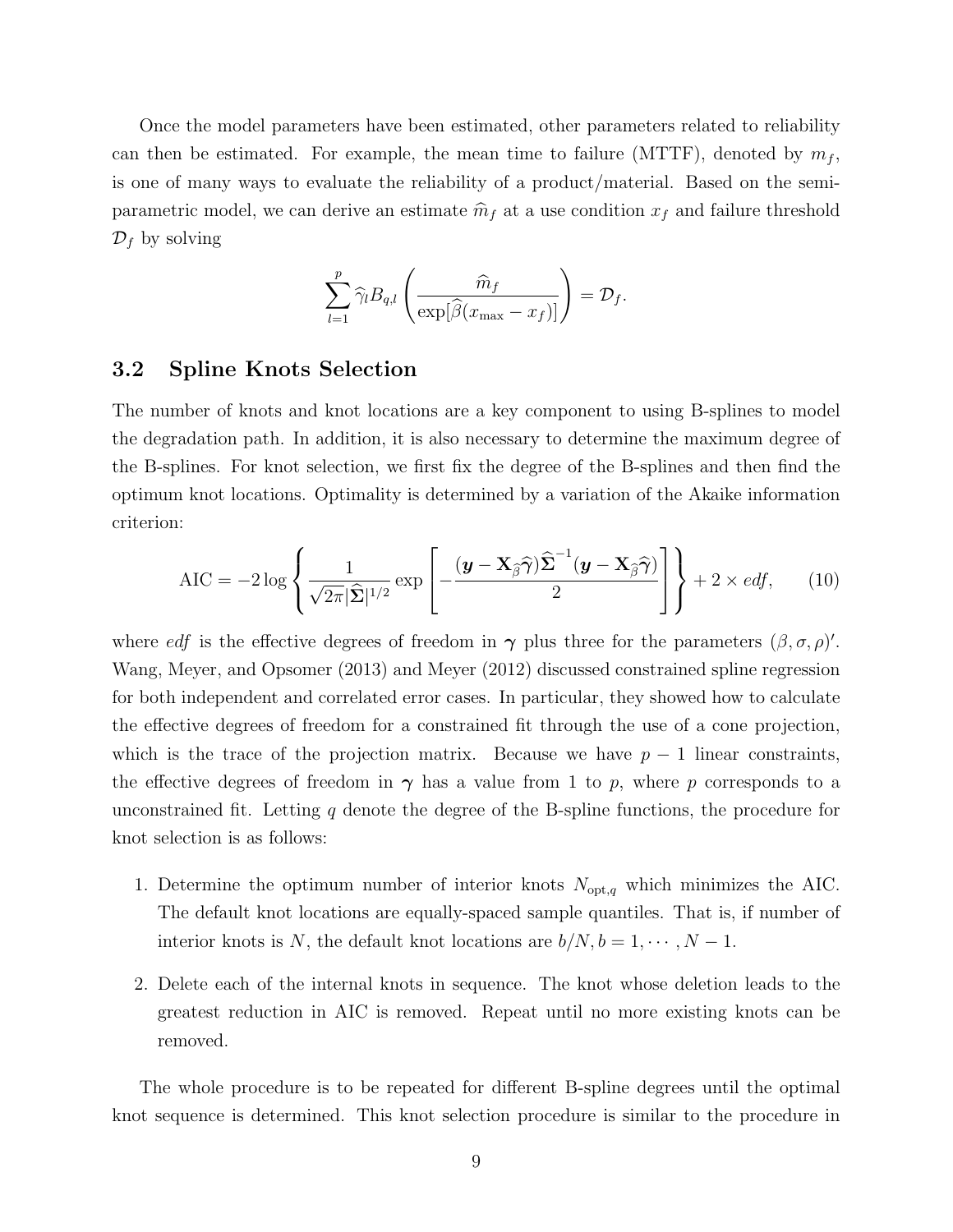Once the model parameters have been estimated, other parameters related to reliability can then be estimated. For example, the mean time to failure (MTTF), denoted by $m_f$, is one of many ways to evaluate the reliability of a product/material. Based on the semi-parametric model, we can derive an estimate $\widehat{m}_f$ at a use condition $x_f$ and failure threshold $\mathcal{D}_f$ by solving

$$\sum_{l=1}^{p} \widehat{\gamma}_l B_{q,l} \left( \frac{\widehat{m}_f}{\exp[\widehat{\beta}(x_{\max} - x_f)]} \right) = \mathcal{D}_f.$$

### 3.2 Spline Knots Selection

The number of knots and knot locations are a key component to using B-splines to model the degradation path. In addition, it is also necessary to determine the maximum degree of the B-splines. For knot selection, we first fix the degree of the B-splines and then find the optimum knot locations. Optimality is determined by a variation of the Akaike information criterion:

$$\text{AIC} = -2 \log \left\{ \frac{1}{\sqrt{2\pi} |\widehat{\boldsymbol{\Sigma}}|^{1/2}} \exp \left[ - \frac{(\boldsymbol{y} - \mathbf{X}_{\widehat{\beta}} \widehat{\boldsymbol{\gamma}}) \widehat{\boldsymbol{\Sigma}}^{-1} (\boldsymbol{y} - \mathbf{X}_{\widehat{\beta}} \widehat{\boldsymbol{\gamma}})}{2} \right] \right\} + 2 \times edf, \tag{10}$$

where $edf$ is the effective degrees of freedom in $\boldsymbol{\gamma}$ plus three for the parameters $(\beta, \sigma, \rho)'$. Wang, Meyer, and Opsomer (2013) and Meyer (2012) discussed constrained spline regression for both independent and correlated error cases. In particular, they showed how to calculate the effective degrees of freedom for a constrained fit through the use of a cone projection, which is the trace of the projection matrix. Because we have $p-1$ linear constraints, the effective degrees of freedom in $\boldsymbol{\gamma}$ has a value from 1 to $p$, where $p$ corresponds to a unconstrained fit. Letting $q$ denote the degree of the B-spline functions, the procedure for knot selection is as follows:

1. Determine the optimum number of interior knots $N_{\text{opt},q}$ which minimizes the AIC. The default knot locations are equally-spaced sample quantiles. That is, if number of interior knots is $N$, the default knot locations are $b/N, b = 1, \cdots, N-1$.

2. Delete each of the internal knots in sequence. The knot whose deletion leads to the greatest reduction in AIC is removed. Repeat until no more existing knots can be removed.

The whole procedure is to be repeated for different B-spline degrees until the optimal knot sequence is determined. This knot selection procedure is similar to the procedure in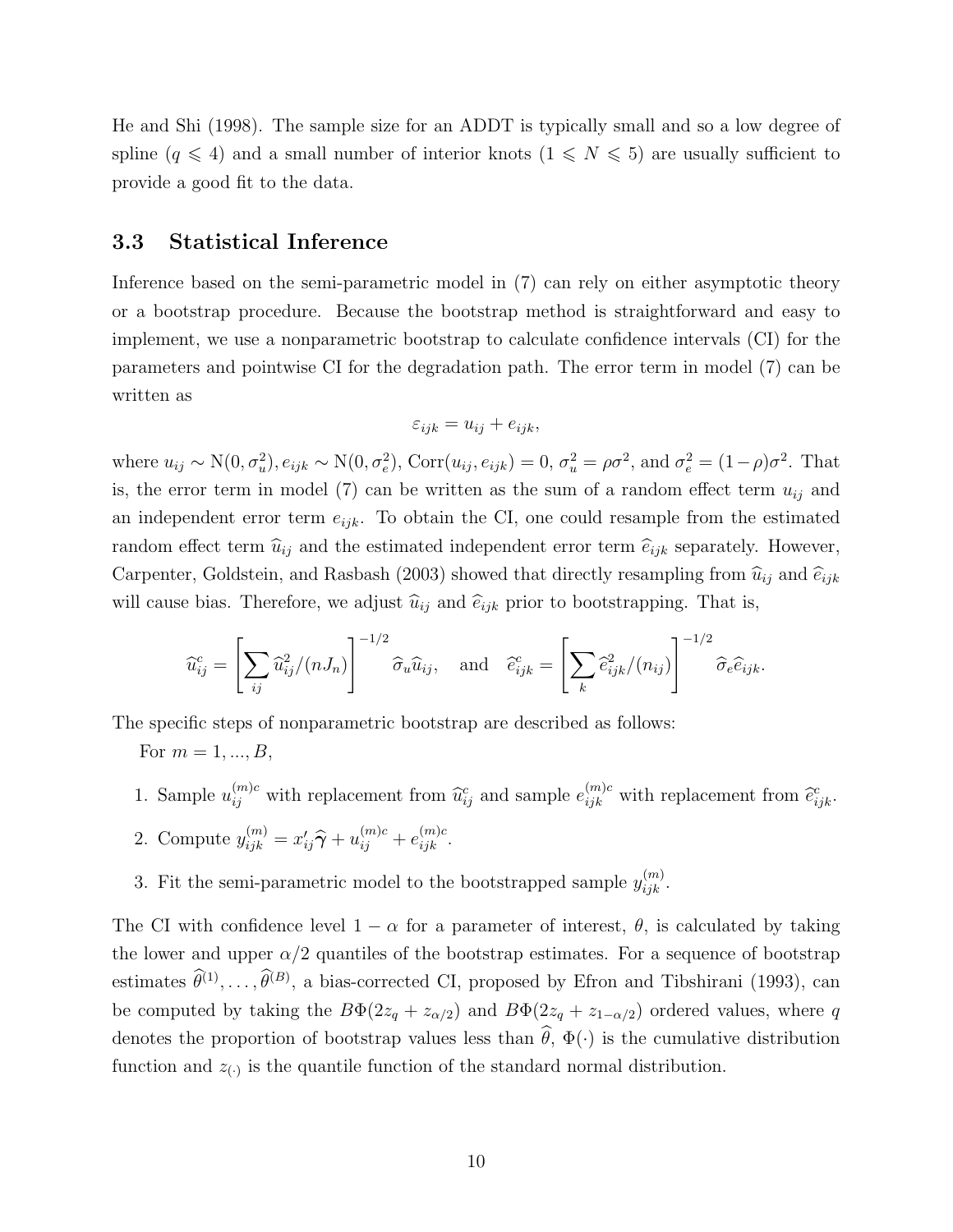He and Shi (1998). The sample size for an ADDT is typically small and so a low degree of spline ($q \leqslant 4$) and a small number of interior knots ($1 \leqslant N \leqslant 5$) are usually sufficient to provide a good fit to the data.

### 3.3 Statistical Inference

Inference based on the semi-parametric model in (7) can rely on either asymptotic theory or a bootstrap procedure. Because the bootstrap method is straightforward and easy to implement, we use a nonparametric bootstrap to calculate confidence intervals (CI) for the parameters and pointwise CI for the degradation path. The error term in model (7) can be written as

$$\varepsilon_{ijk} = u_{ij} + e_{ijk},$$

where $u_{ij} \sim \mathrm{N}(0, \sigma_u^2), e_{ijk} \sim \mathrm{N}(0, \sigma_e^2)$, $\mathrm{Corr}(u_{ij}, e_{ijk}) = 0$, $\sigma_u^2 = \rho\sigma^2$, and $\sigma_e^2 = (1-\rho)\sigma^2$. That is, the error term in model (7) can be written as the sum of a random effect term $u_{ij}$ and an independent error term $e_{ijk}$. To obtain the CI, one could resample from the estimated random effect term $\widehat{u}_{ij}$ and the estimated independent error term $\widehat{e}_{ijk}$ separately. However, Carpenter, Goldstein, and Rasbash (2003) showed that directly resampling from $\widehat{u}_{ij}$ and $\widehat{e}_{ijk}$ will cause bias. Therefore, we adjust $\widehat{u}_{ij}$ and $\widehat{e}_{ijk}$ prior to bootstrapping. That is,

$$\widehat{u}_{ij}^c = \left[\sum_{ij} \widehat{u}_{ij}^2/(nJ_n)\right]^{-1/2} \widehat{\sigma}_u \widehat{u}_{ij}, \quad \text{and} \quad \widehat{e}_{ijk}^c = \left[\sum_{k} \widehat{e}_{ijk}^2/(n_{ij})\right]^{-1/2} \widehat{\sigma}_e \widehat{e}_{ijk}.$$

The specific steps of nonparametric bootstrap are described as follows:

For $m = 1, ..., B$,

1. Sample $u_{ij}^{(m)c}$ with replacement from $\widehat{u}_{ij}^c$ and sample $e_{ijk}^{(m)c}$ with replacement from $\widehat{e}_{ijk}^c$.
2. Compute $y_{ijk}^{(m)} = x_{ij}'\widehat{\boldsymbol{\gamma}} + u_{ij}^{(m)c} + e_{ijk}^{(m)c}$.
3. Fit the semi-parametric model to the bootstrapped sample $y_{ijk}^{(m)}$.

The CI with confidence level $1-\alpha$ for a parameter of interest, $\theta$, is calculated by taking the lower and upper $\alpha/2$ quantiles of the bootstrap estimates. For a sequence of bootstrap estimates $\widehat{\theta}^{(1)}, \ldots, \widehat{\theta}^{(B)}$, a bias-corrected CI, proposed by Efron and Tibshirani (1993), can be computed by taking the $B\Phi(2z_q + z_{\alpha/2})$ and $B\Phi(2z_q + z_{1-\alpha/2})$ ordered values, where $q$ denotes the proportion of bootstrap values less than $\widehat{\theta}$, $\Phi(\cdot)$ is the cumulative distribution function and $z_{(\cdot)}$ is the quantile function of the standard normal distribution.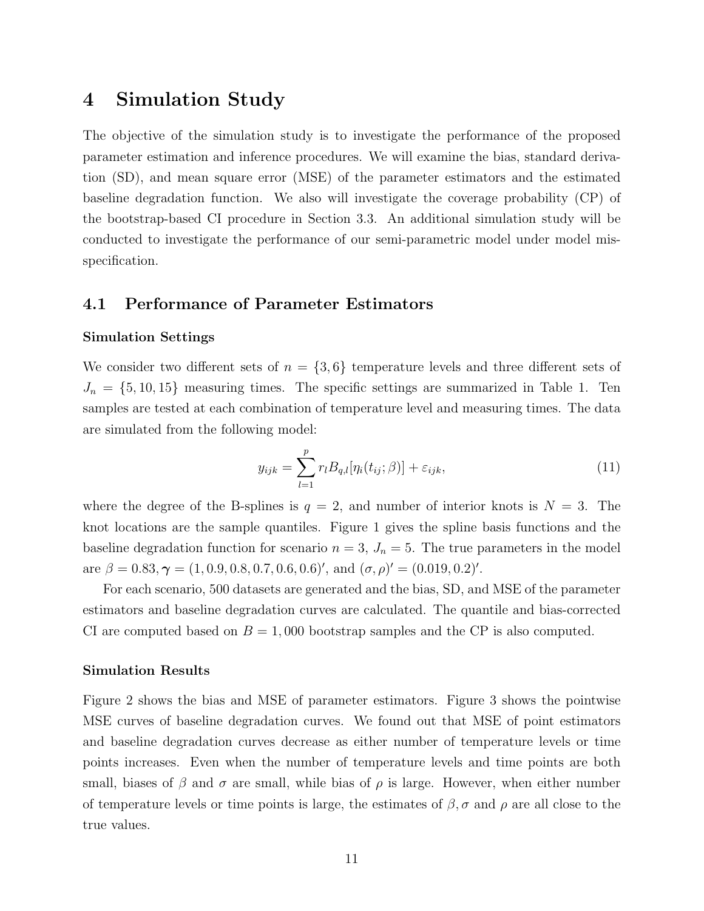# 4 Simulation Study

The objective of the simulation study is to investigate the performance of the proposed parameter estimation and inference procedures. We will examine the bias, standard derivation (SD), and mean square error (MSE) of the parameter estimators and the estimated baseline degradation function. We also will investigate the coverage probability (CP) of the bootstrap-based CI procedure in Section 3.3. An additional simulation study will be conducted to investigate the performance of our semi-parametric model under model misspecification.

## 4.1 Performance of Parameter Estimators

### Simulation Settings

We consider two different sets of $n = \{3, 6\}$ temperature levels and three different sets of $J_n = \{5, 10, 15\}$ measuring times. The specific settings are summarized in Table 1. Ten samples are tested at each combination of temperature level and measuring times. The data are simulated from the following model:

$$y_{ijk} = \sum_{l=1}^{p} r_l B_{q,l}[\eta_i(t_{ij}; \beta)] + \varepsilon_{ijk}, \tag{11}$$

where the degree of the B-splines is $q = 2$, and number of interior knots is $N = 3$. The knot locations are the sample quantiles. Figure 1 gives the spline basis functions and the baseline degradation function for scenario $n = 3$, $J_n = 5$. The true parameters in the model are $\beta = 0.83, \boldsymbol{\gamma} = (1, 0.9, 0.8, 0.7, 0.6, 0.6)'$, and $(\sigma, \rho)' = (0.019, 0.2)'$.

For each scenario, 500 datasets are generated and the bias, SD, and MSE of the parameter estimators and baseline degradation curves are calculated. The quantile and bias-corrected CI are computed based on $B = 1,000$ bootstrap samples and the CP is also computed.

### Simulation Results

Figure 2 shows the bias and MSE of parameter estimators. Figure 3 shows the pointwise MSE curves of baseline degradation curves. We found out that MSE of point estimators and baseline degradation curves decrease as either number of temperature levels or time points increases. Even when the number of temperature levels and time points are both small, biases of $\beta$ and $\sigma$ are small, while bias of $\rho$ is large. However, when either number of temperature levels or time points is large, the estimates of $\beta, \sigma$ and $\rho$ are all close to the true values.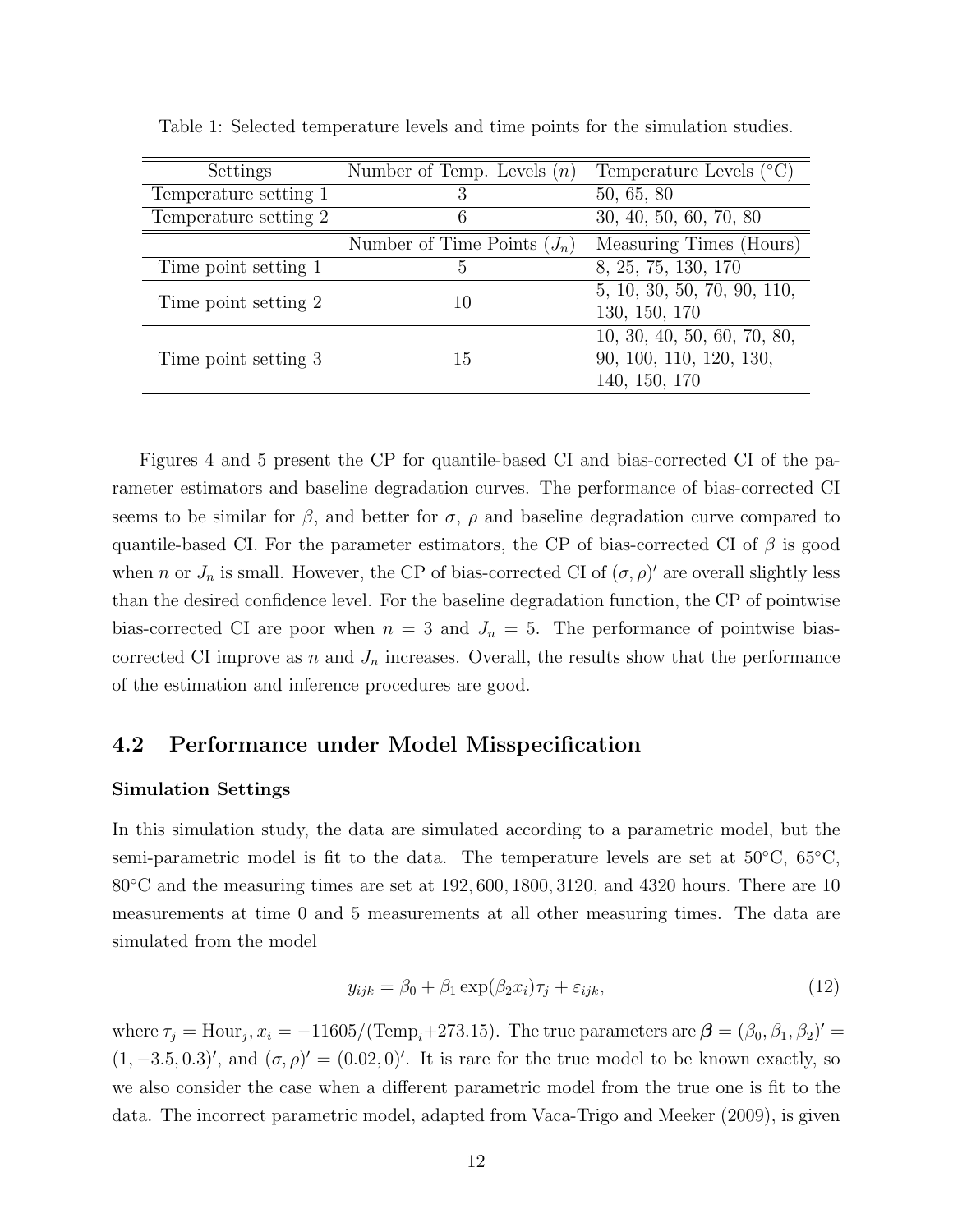Table 1: Selected temperature levels and time points for the simulation studies.

| Settings | Number of Temp. Levels ($n$) | Temperature Levels (°C) |
| --- | --- | --- |
| Temperature setting 1 | 3 | 50, 65, 80 |
| Temperature setting 2 | 6 | 30, 40, 50, 60, 70, 80 |
| | Number of Time Points ($J_n$) | Measuring Times (Hours) |
| Time point setting 1 | 5 | 8, 25, 75, 130, 170 |
| Time point setting 2 | 10 | 5, 10, 30, 50, 70, 90, 110, 130, 150, 170 |
| Time point setting 3 | 15 | 10, 30, 40, 50, 60, 70, 80, 90, 100, 110, 120, 130, 140, 150, 170 |

Figures 4 and 5 present the CP for quantile-based CI and bias-corrected CI of the parameter estimators and baseline degradation curves. The performance of bias-corrected CI seems to be similar for $\beta$, and better for $\sigma$, $\rho$ and baseline degradation curve compared to quantile-based CI. For the parameter estimators, the CP of bias-corrected CI of $\beta$ is good when $n$ or $J_n$ is small. However, the CP of bias-corrected CI of $(\sigma, \rho)'$ are overall slightly less than the desired confidence level. For the baseline degradation function, the CP of pointwise bias-corrected CI are poor when $n = 3$ and $J_n = 5$. The performance of pointwise bias-corrected CI improve as $n$ and $J_n$ increases. Overall, the results show that the performance of the estimation and inference procedures are good.

## 4.2 Performance under Model Misspecification

**Simulation Settings**

In this simulation study, the data are simulated according to a parametric model, but the semi-parametric model is fit to the data. The temperature levels are set at 50°C, 65°C, 80°C and the measuring times are set at $192, 600, 1800, 3120$, and $4320$ hours. There are 10 measurements at time 0 and 5 measurements at all other measuring times. The data are simulated from the model

$$y_{ijk} = \beta_0 + \beta_1 \exp(\beta_2 x_i)\tau_j + \varepsilon_{ijk}, \tag{12}$$

where $\tau_j = \text{Hour}_j$, $x_i = -11605/(\text{Temp}_i + 273.15)$. The true parameters are $\boldsymbol{\beta} = (\beta_0, \beta_1, \beta_2)' = (1, -3.5, 0.3)'$, and $(\sigma, \rho)' = (0.02, 0)'$. It is rare for the true model to be known exactly, so we also consider the case when a different parametric model from the true one is fit to the data. The incorrect parametric model, adapted from Vaca-Trigo and Meeker (2009), is given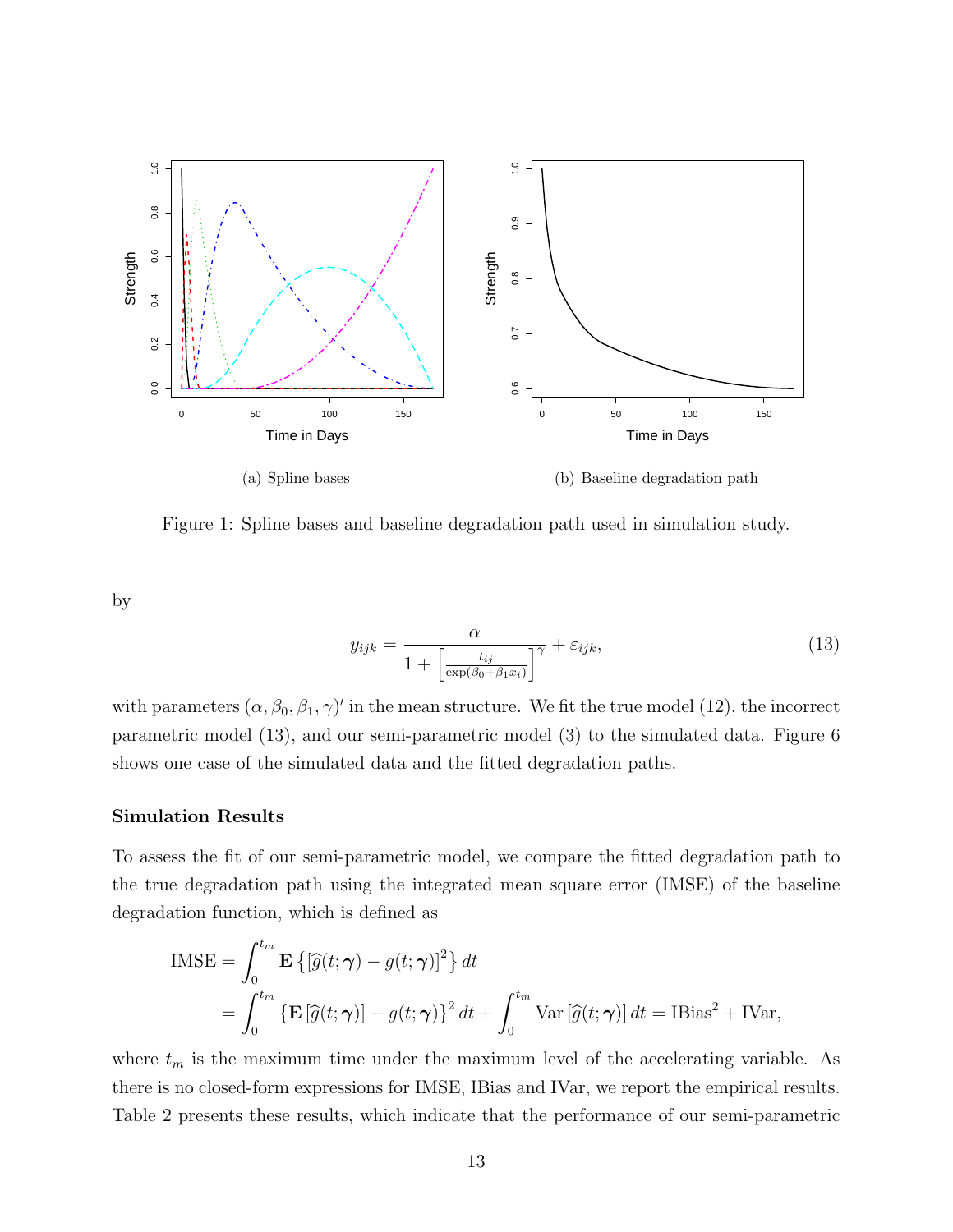Strength

0.0 0.2 0.4 0.6 0.8 1.0

0 50 100 150

Time in Days

(a) Spline bases

Strength

0.6 0.7 0.8 0.9 1.0

0 50 100 150

Time in Days

(b) Baseline degradation path

Figure 1: Spline bases and baseline degradation path used in simulation study.

by

$$y_{ijk} = \frac{\alpha}{1 + \left[\frac{t_{ij}}{\exp(\beta_0 + \beta_1 x_i)}\right]^{\gamma}} + \varepsilon_{ijk}, \tag{13}$$

with parameters $(\alpha, \beta_0, \beta_1, \gamma)'$ in the mean structure. We fit the true model (12), the incorrect parametric model (13), and our semi-parametric model (3) to the simulated data. Figure 6 shows one case of the simulated data and the fitted degradation paths.

### Simulation Results

To assess the fit of our semi-parametric model, we compare the fitted degradation path to the true degradation path using the integrated mean square error (IMSE) of the baseline degradation function, which is defined as

$$\begin{aligned}
\text{IMSE} &= \int_0^{t_m} \mathbf{E}\left\{[\widehat{g}(t;\boldsymbol{\gamma}) - g(t;\boldsymbol{\gamma})]^2\right\} dt \\
&= \int_0^{t_m} \left\{\mathbf{E}\left[\widehat{g}(t;\boldsymbol{\gamma})\right] - g(t;\boldsymbol{\gamma})\right\}^2 dt + \int_0^{t_m} \text{Var}\left[\widehat{g}(t;\boldsymbol{\gamma})\right] dt = \text{IBias}^2 + \text{IVar},
\end{aligned}$$

where $t_m$ is the maximum time under the maximum level of the accelerating variable. As there is no closed-form expressions for IMSE, IBias and IVar, we report the empirical results. Table 2 presents these results, which indicate that the performance of our semi-parametric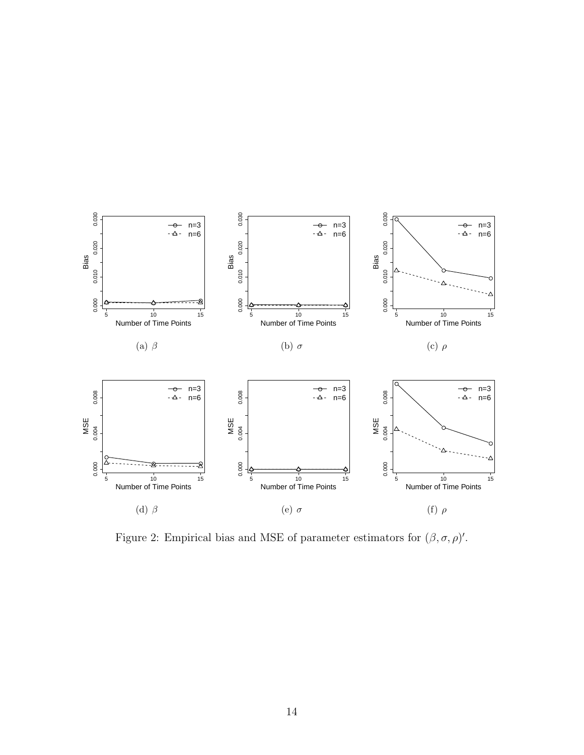Bias

0.030

0.020

0.010

0.000

n=3

n=6

5

10

15

Number of Time Points

(a) $\beta$

Bias

0.030

0.020

0.010

0.000

n=3

n=6

5

10

15

Number of Time Points

(b) $\sigma$

Bias

0.030

0.020

0.010

0.000

n=3

n=6

5

10

15

Number of Time Points

(c) $\rho$

MSE

0.008

0.004

0.000

n=3

n=6

5

10

15

Number of Time Points

(d) $\beta$

MSE

0.008

0.004

0.000

n=3

n=6

5

10

15

Number of Time Points

(e) $\sigma$

MSE

0.008

0.004

0.000

n=3

n=6

5

10

15

Number of Time Points

(f) $\rho$

Figure 2: Empirical bias and MSE of parameter estimators for $(\beta, \sigma, \rho)'$.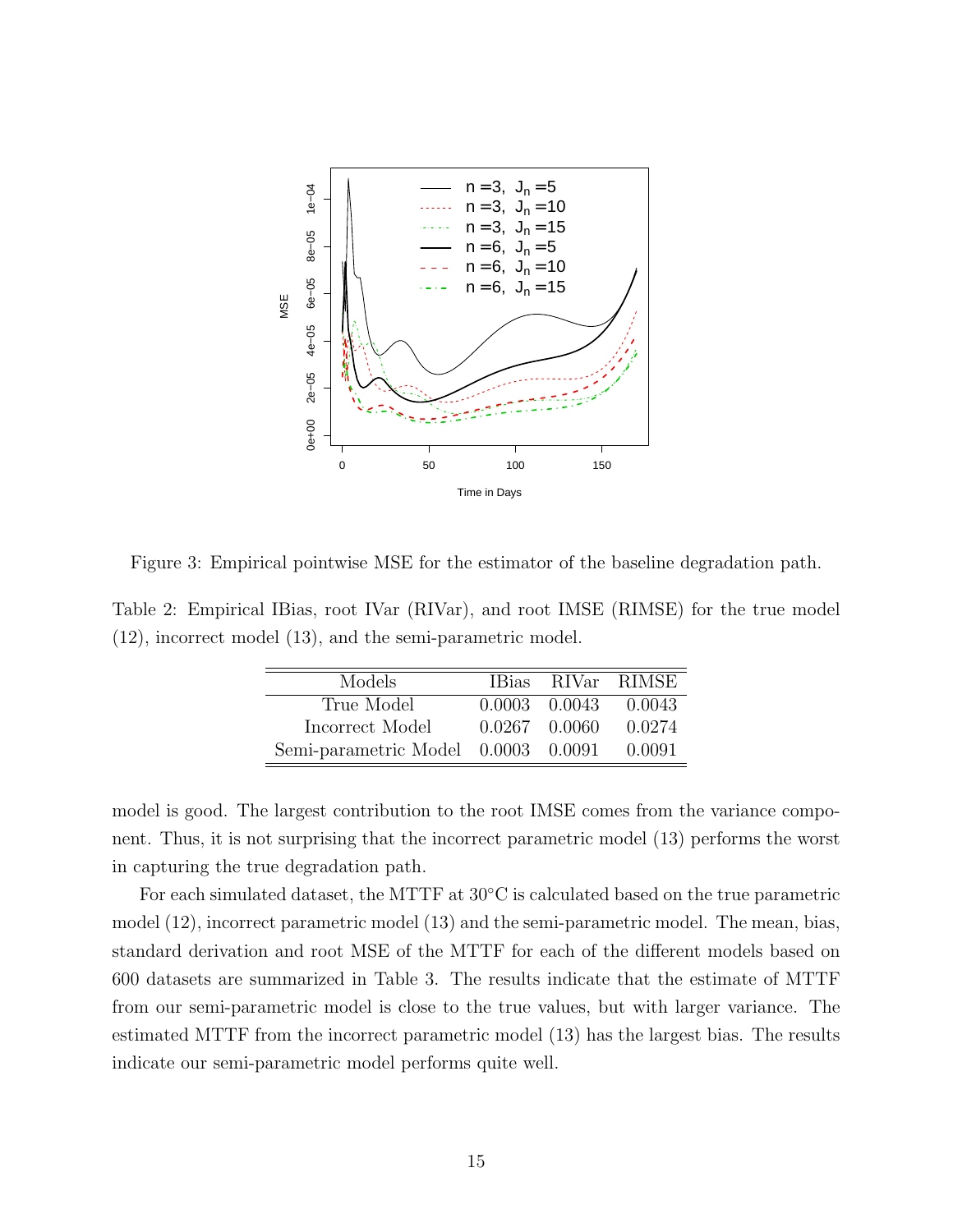Figure 3: Empirical pointwise MSE for the estimator of the baseline degradation path.

Table 2: Empirical IBias, root IVar (RIVar), and root IMSE (RIMSE) for the true model (12), incorrect model (13), and the semi-parametric model.

| Models | IBias | RIVar | RIMSE |
|---|---|---|---|
| True Model | 0.0003 | 0.0043 | 0.0043 |
| Incorrect Model | 0.0267 | 0.0060 | 0.0274 |
| Semi-parametric Model | 0.0003 | 0.0091 | 0.0091 |

model is good. The largest contribution to the root IMSE comes from the variance component. Thus, it is not surprising that the incorrect parametric model (13) performs the worst in capturing the true degradation path.

For each simulated dataset, the MTTF at 30°C is calculated based on the true parametric model (12), incorrect parametric model (13) and the semi-parametric model. The mean, bias, standard derivation and root MSE of the MTTF for each of the different models based on 600 datasets are summarized in Table 3. The results indicate that the estimate of MTTF from our semi-parametric model is close to the true values, but with larger variance. The estimated MTTF from the incorrect parametric model (13) has the largest bias. The results indicate our semi-parametric model performs quite well.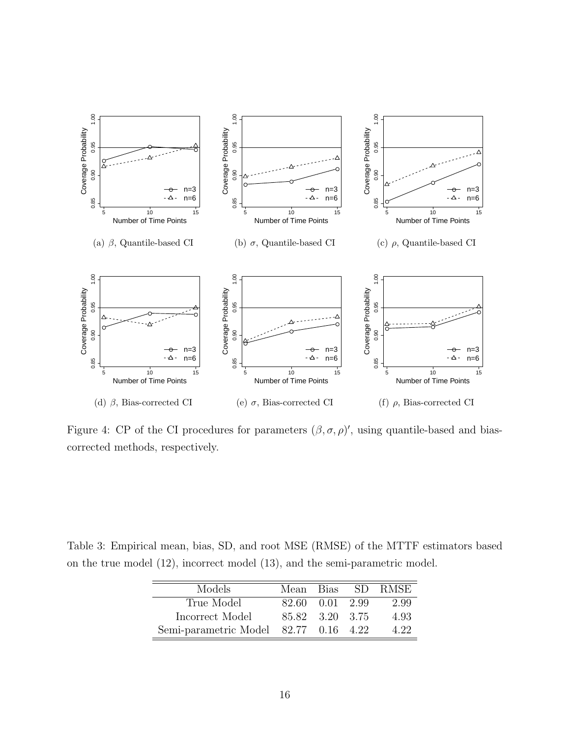Coverage Probability
0.85 0.90 0.95 1.00
Number of Time Points
5 10 15
n=3
n=6

(a) $\beta$, Quantile-based CI

Coverage Probability
0.85 0.90 0.95 1.00
Number of Time Points
5 10 15
n=3
n=6

(b) $\sigma$, Quantile-based CI

Coverage Probability
0.85 0.90 0.95 1.00
Number of Time Points
5 10 15
n=3
n=6

(c) $\rho$, Quantile-based CI

Coverage Probability
0.85 0.90 0.95 1.00
Number of Time Points
5 10 15
n=3
n=6

(d) $\beta$, Bias-corrected CI

Coverage Probability
0.85 0.90 0.95 1.00
Number of Time Points
5 10 15
n=3
n=6

(e) $\sigma$, Bias-corrected CI

Coverage Probability
0.85 0.90 0.95 1.00
Number of Time Points
5 10 15
n=3
n=6

(f) $\rho$, Bias-corrected CI

Figure 4: CP of the CI procedures for parameters $(\beta, \sigma, \rho)'$, using quantile-based and bias-corrected methods, respectively.

Table 3: Empirical mean, bias, SD, and root MSE (RMSE) of the MTTF estimators based on the true model (12), incorrect model (13), and the semi-parametric model.

| Models | Mean | Bias | SD | RMSE |
|---|---|---|---|---|
| True Model | 82.60 | 0.01 | 2.99 | 2.99 |
| Incorrect Model | 85.82 | 3.20 | 3.75 | 4.93 |
| Semi-parametric Model | 82.77 | 0.16 | 4.22 | 4.22 |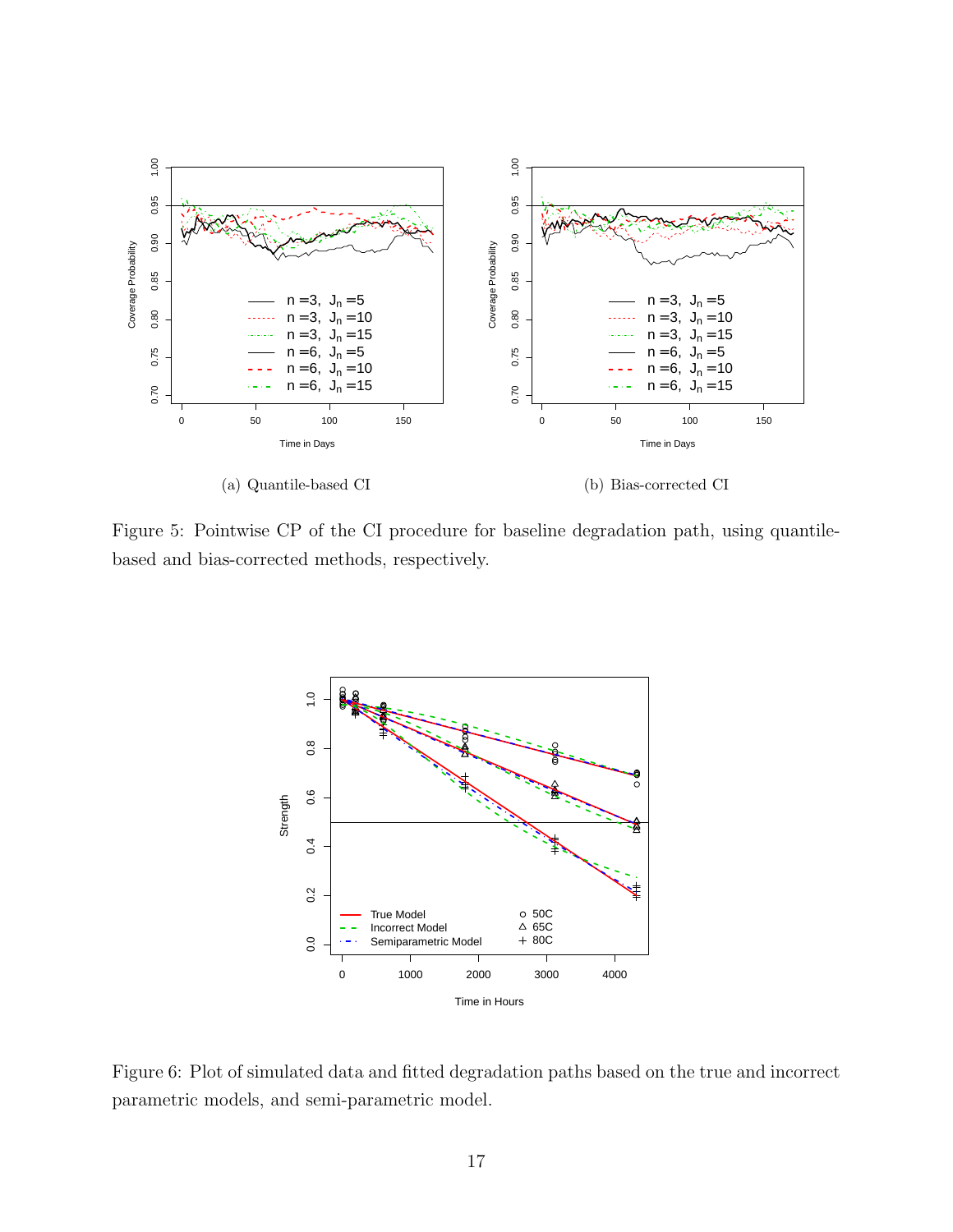Coverage Probability

0.70 0.75 0.80 0.85 0.90 0.95 1.00

0 50 100 150

Time in Days

n =3, $J_n$ =5
n =3, $J_n$ =10
n =3, $J_n$ =15
n =6, $J_n$ =5
n =6, $J_n$ =10
n =6, $J_n$ =15

(a) Quantile-based CI

Coverage Probability

0.70 0.75 0.80 0.85 0.90 0.95 1.00

0 50 100 150

Time in Days

n =3, $J_n$ =5
n =3, $J_n$ =10
n =3, $J_n$ =15
n =6, $J_n$ =5
n =6, $J_n$ =10
n =6, $J_n$ =15

(b) Bias-corrected CI

Figure 5: Pointwise CP of the CI procedure for baseline degradation path, using quantile-based and bias-corrected methods, respectively.

Strength

0.0 0.2 0.4 0.6 0.8 1.0

0 1000 2000 3000 4000

Time in Hours

True Model
Incorrect Model
Semiparametric Model

50C
65C
80C

Figure 6: Plot of simulated data and fitted degradation paths based on the true and incorrect parametric models, and semi-parametric model.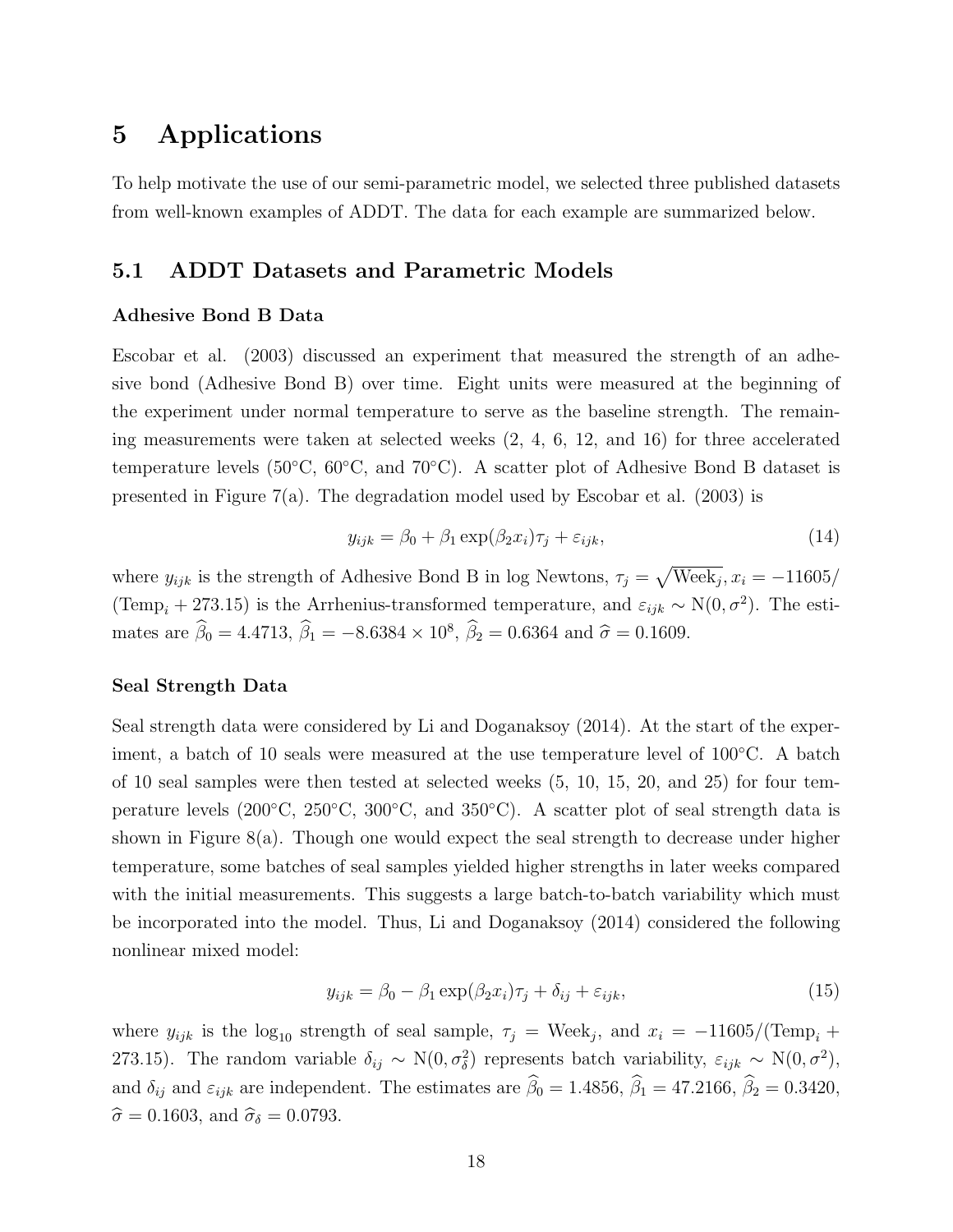# 5 Applications

To help motivate the use of our semi-parametric model, we selected three published datasets from well-known examples of ADDT. The data for each example are summarized below.

## 5.1 ADDT Datasets and Parametric Models

**Adhesive Bond B Data**

Escobar et al. (2003) discussed an experiment that measured the strength of an adhesive bond (Adhesive Bond B) over time. Eight units were measured at the beginning of the experiment under normal temperature to serve as the baseline strength. The remaining measurements were taken at selected weeks (2, 4, 6, 12, and 16) for three accelerated temperature levels (50°C, 60°C, and 70°C). A scatter plot of Adhesive Bond B dataset is presented in Figure 7(a). The degradation model used by Escobar et al. (2003) is

$$y_{ijk} = \beta_0 + \beta_1 \exp(\beta_2 x_i)\tau_j + \varepsilon_{ijk}, \tag{14}$$

where $y_{ijk}$ is the strength of Adhesive Bond B in log Newtons, $\tau_j = \sqrt{\text{Week}_j}$, $x_i = -11605/(\text{Temp}_i + 273.15)$ is the Arrhenius-transformed temperature, and $\varepsilon_{ijk} \sim \text{N}(0, \sigma^2)$. The estimates are $\widehat{\beta}_0 = 4.4713$, $\widehat{\beta}_1 = -8.6384 \times 10^8$, $\widehat{\beta}_2 = 0.6364$ and $\widehat{\sigma} = 0.1609$.

**Seal Strength Data**

Seal strength data were considered by Li and Doganaksoy (2014). At the start of the experiment, a batch of 10 seals were measured at the use temperature level of 100°C. A batch of 10 seal samples were then tested at selected weeks (5, 10, 15, 20, and 25) for four temperature levels (200°C, 250°C, 300°C, and 350°C). A scatter plot of seal strength data is shown in Figure 8(a). Though one would expect the seal strength to decrease under higher temperature, some batches of seal samples yielded higher strengths in later weeks compared with the initial measurements. This suggests a large batch-to-batch variability which must be incorporated into the model. Thus, Li and Doganaksoy (2014) considered the following nonlinear mixed model:

$$y_{ijk} = \beta_0 - \beta_1 \exp(\beta_2 x_i)\tau_j + \delta_{ij} + \varepsilon_{ijk}, \tag{15}$$

where $y_{ijk}$ is the $\log_{10}$ strength of seal sample, $\tau_j = \text{Week}_j$, and $x_i = -11605/(\text{Temp}_i + 273.15)$. The random variable $\delta_{ij} \sim \text{N}(0, \sigma_\delta^2)$ represents batch variability, $\varepsilon_{ijk} \sim \text{N}(0, \sigma^2)$, and $\delta_{ij}$ and $\varepsilon_{ijk}$ are independent. The estimates are $\widehat{\beta}_0 = 1.4856$, $\widehat{\beta}_1 = 47.2166$, $\widehat{\beta}_2 = 0.3420$, $\widehat{\sigma} = 0.1603$, and $\widehat{\sigma}_\delta = 0.0793$.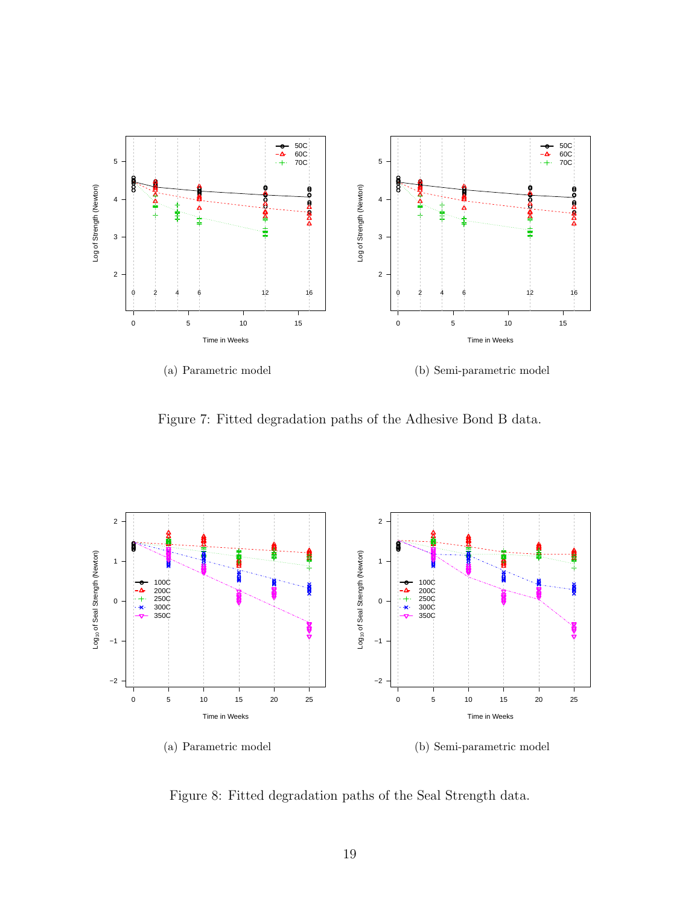Log of Strength (Newton)

50C
60C
70C

5
4
3
2

0 2 4 6 12 16

0 5 10 15

Time in Weeks

(a) Parametric model

Log of Strength (Newton)

50C
60C
70C

5
4
3
2

0 2 4 6 12 16

0 5 10 15

Time in Weeks

(b) Semi-parametric model

Figure 7: Fitted degradation paths of the Adhesive Bond B data.

$\text{Log}_{10}$ of Seal Strength (Newton)

100C
200C
250C
300C
350C

2
1
0
−1
−2

0 5 10 15 20 25

Time in Weeks

(a) Parametric model

$\text{Log}_{10}$ of Seal Strength (Newton)

100C
200C
250C
300C
350C

2
1
0
−1
−2

0 5 10 15 20 25

Time in Weeks

(b) Semi-parametric model

Figure 8: Fitted degradation paths of the Seal Strength data.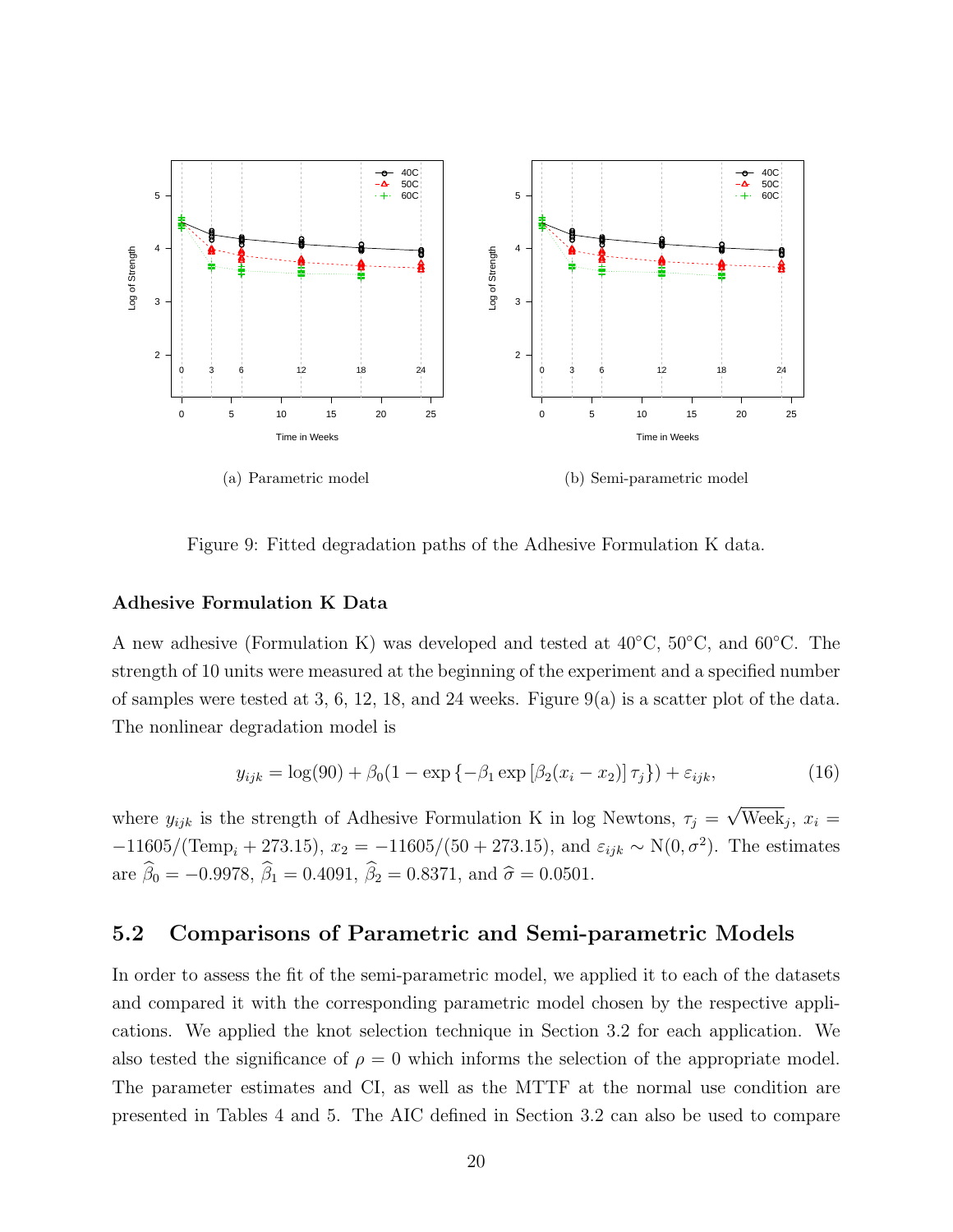40C
50C
60C

5
4
3
2

0 3 6 12 18 24

0 5 10 15 20 25

Log of Strength

Time in Weeks

(a) Parametric model

40C
50C
60C

5
4
3
2

0 3 6 12 18 24

0 5 10 15 20 25

Log of Strength

Time in Weeks

(b) Semi-parametric model

Figure 9: Fitted degradation paths of the Adhesive Formulation K data.

**Adhesive Formulation K Data**

A new adhesive (Formulation K) was developed and tested at 40°C, 50°C, and 60°C. The strength of 10 units were measured at the beginning of the experiment and a specified number of samples were tested at 3, 6, 12, 18, and 24 weeks. Figure 9(a) is a scatter plot of the data. The nonlinear degradation model is

$$y_{ijk} = \log(90) + \beta_0(1 - \exp\{-\beta_1 \exp[\beta_2(x_i - x_2)]\, \tau_j\}) + \varepsilon_{ijk}, \tag{16}$$

where $y_{ijk}$ is the strength of Adhesive Formulation K in log Newtons, $\tau_j = \sqrt{\text{Week}_j}$, $x_i = -11605/(\text{Temp}_i + 273.15)$, $x_2 = -11605/(50 + 273.15)$, and $\varepsilon_{ijk} \sim \text{N}(0, \sigma^2)$. The estimates are $\widehat{\beta}_0 = -0.9978$, $\widehat{\beta}_1 = 0.4091$, $\widehat{\beta}_2 = 0.8371$, and $\widehat{\sigma} = 0.0501$.

## 5.2 Comparisons of Parametric and Semi-parametric Models

In order to assess the fit of the semi-parametric model, we applied it to each of the datasets and compared it with the corresponding parametric model chosen by the respective applications. We applied the knot selection technique in Section 3.2 for each application. We also tested the significance of $\rho = 0$ which informs the selection of the appropriate model. The parameter estimates and CI, as well as the MTTF at the normal use condition are presented in Tables 4 and 5. The AIC defined in Section 3.2 can also be used to compare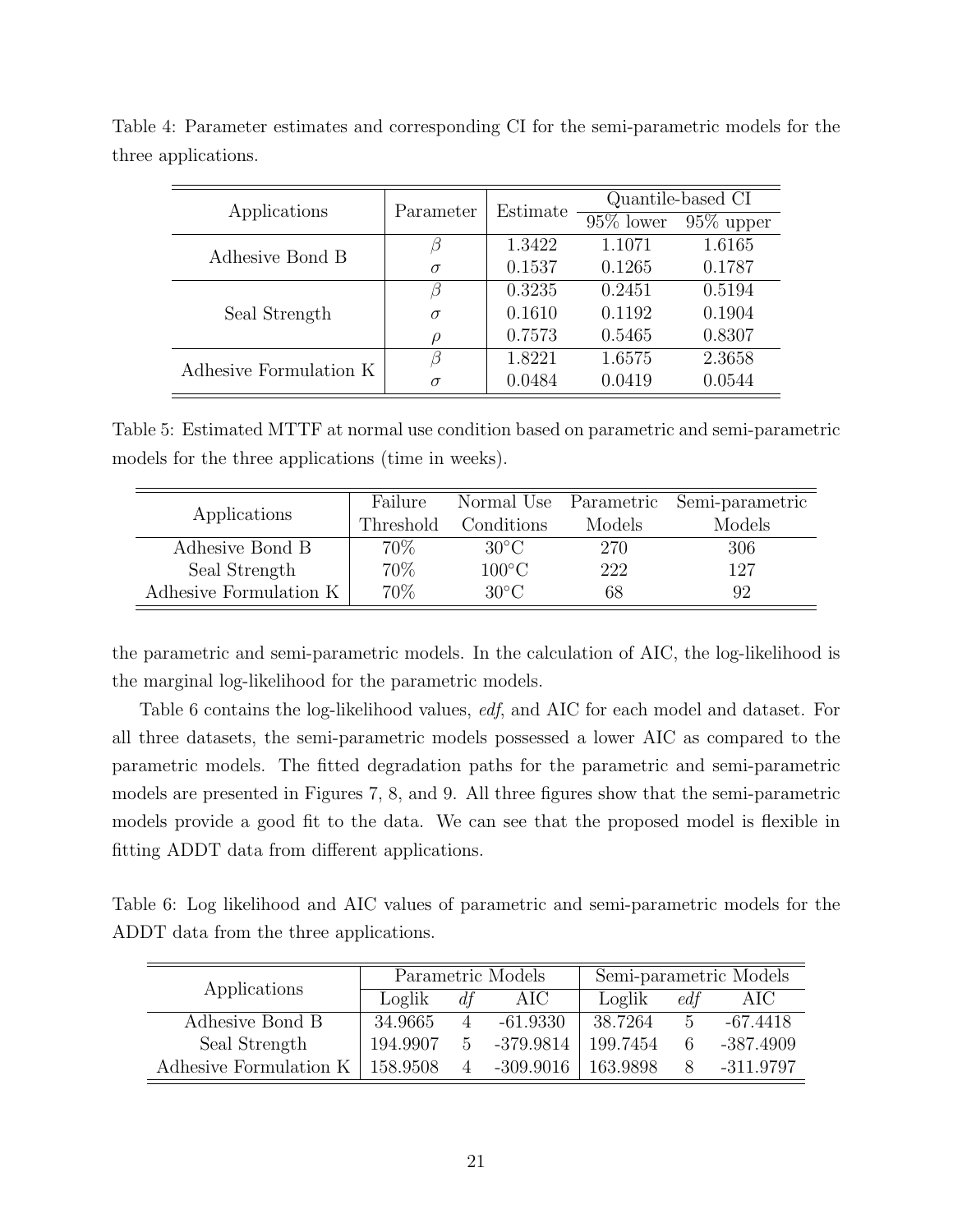Table 4: Parameter estimates and corresponding CI for the semi-parametric models for the three applications.

| Applications | Parameter | Estimate | Quantile-based CI | |
|---|---|---|---|---|
| | | | 95% lower | 95% upper |
| Adhesive Bond B | $\beta$ | 1.3422 | 1.1071 | 1.6165 |
| | $\sigma$ | 0.1537 | 0.1265 | 0.1787 |
| Seal Strength | $\beta$ | 0.3235 | 0.2451 | 0.5194 |
| | $\sigma$ | 0.1610 | 0.1192 | 0.1904 |
| | $\rho$ | 0.7573 | 0.5465 | 0.8307 |
| Adhesive Formulation K | $\beta$ | 1.8221 | 1.6575 | 2.3658 |
| | $\sigma$ | 0.0484 | 0.0419 | 0.0544 |

Table 5: Estimated MTTF at normal use condition based on parametric and semi-parametric models for the three applications (time in weeks).

| Applications | Failure Threshold | Normal Use Conditions | Parametric Models | Semi-parametric Models |
|---|---|---|---|---|
| Adhesive Bond B | 70% | 30°C | 270 | 306 |
| Seal Strength | 70% | 100°C | 222 | 127 |
| Adhesive Formulation K | 70% | 30°C | 68 | 92 |

the parametric and semi-parametric models. In the calculation of AIC, the log-likelihood is the marginal log-likelihood for the parametric models.

Table 6 contains the log-likelihood values, *edf*, and AIC for each model and dataset. For all three datasets, the semi-parametric models possessed a lower AIC as compared to the parametric models. The fitted degradation paths for the parametric and semi-parametric models are presented in Figures 7, 8, and 9. All three figures show that the semi-parametric models provide a good fit to the data. We can see that the proposed model is flexible in fitting ADDT data from different applications.

Table 6: Log likelihood and AIC values of parametric and semi-parametric models for the ADDT data from the three applications.

| Applications | Parametric Models | | | Semi-parametric Models | | |
|---|---|---|---|---|---|---|
| | Loglik | *df* | AIC | Loglik | *edf* | AIC |
| Adhesive Bond B | 34.9665 | 4 | -61.9330 | 38.7264 | 5 | -67.4418 |
| Seal Strength | 194.9907 | 5 | -379.9814 | 199.7454 | 6 | -387.4909 |
| Adhesive Formulation K | 158.9508 | 4 | -309.9016 | 163.9898 | 8 | -311.9797 |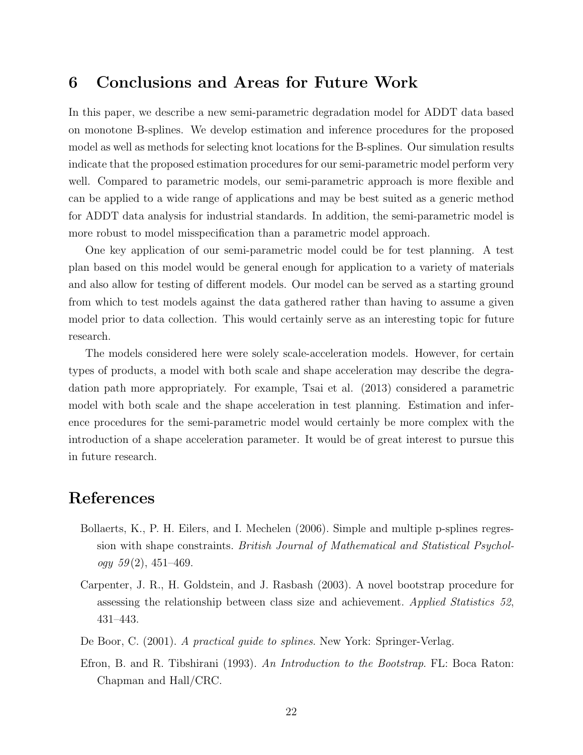## 6 Conclusions and Areas for Future Work

In this paper, we describe a new semi-parametric degradation model for ADDT data based on monotone B-splines. We develop estimation and inference procedures for the proposed model as well as methods for selecting knot locations for the B-splines. Our simulation results indicate that the proposed estimation procedures for our semi-parametric model perform very well. Compared to parametric models, our semi-parametric approach is more flexible and can be applied to a wide range of applications and may be best suited as a generic method for ADDT data analysis for industrial standards. In addition, the semi-parametric model is more robust to model misspecification than a parametric model approach.

One key application of our semi-parametric model could be for test planning. A test plan based on this model would be general enough for application to a variety of materials and also allow for testing of different models. Our model can be served as a starting ground from which to test models against the data gathered rather than having to assume a given model prior to data collection. This would certainly serve as an interesting topic for future research.

The models considered here were solely scale-acceleration models. However, for certain types of products, a model with both scale and shape acceleration may describe the degradation path more appropriately. For example, Tsai et al. (2013) considered a parametric model with both scale and the shape acceleration in test planning. Estimation and inference procedures for the semi-parametric model would certainly be more complex with the introduction of a shape acceleration parameter. It would be of great interest to pursue this in future research.

## References

Bollaerts, K., P. H. Eilers, and I. Mechelen (2006). Simple and multiple p-splines regression with shape constraints. *British Journal of Mathematical and Statistical Psychology 59*(2), 451–469.

Carpenter, J. R., H. Goldstein, and J. Rasbash (2003). A novel bootstrap procedure for assessing the relationship between class size and achievement. *Applied Statistics 52*, 431–443.

De Boor, C. (2001). *A practical guide to splines*. New York: Springer-Verlag.

Efron, B. and R. Tibshirani (1993). *An Introduction to the Bootstrap*. FL: Boca Raton: Chapman and Hall/CRC.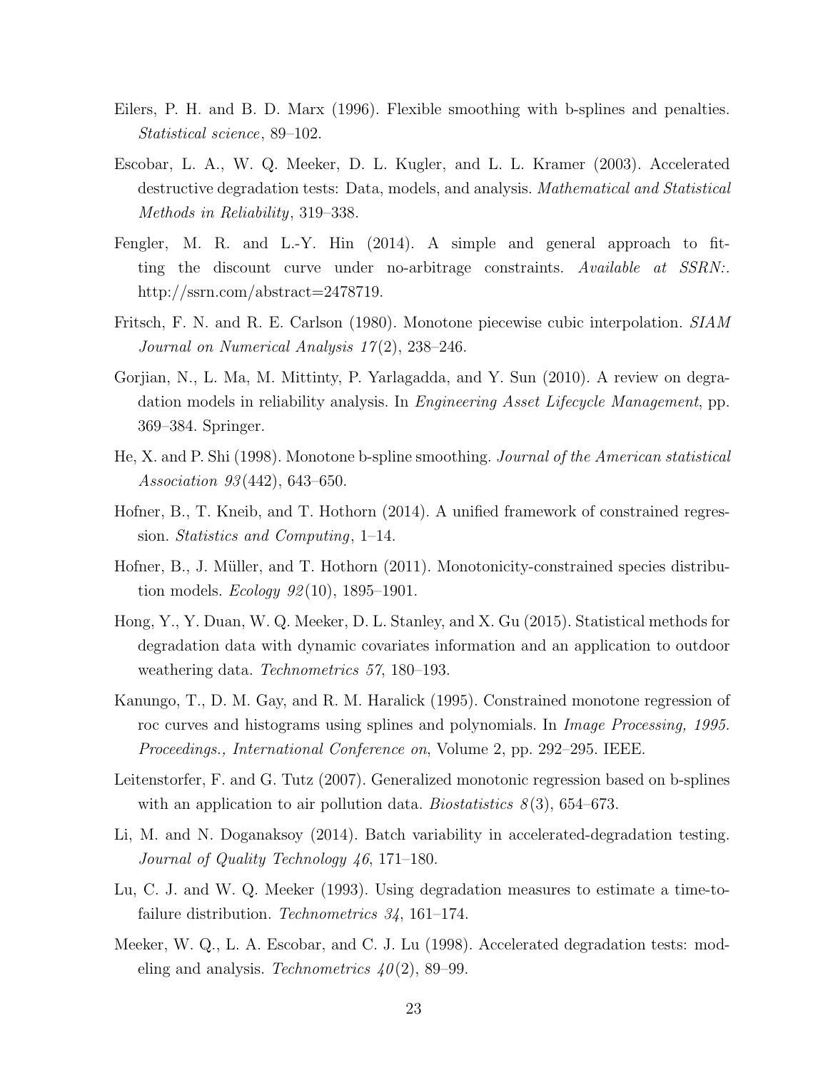Eilers, P. H. and B. D. Marx (1996). Flexible smoothing with b-splines and penalties. *Statistical science*, 89–102.

Escobar, L. A., W. Q. Meeker, D. L. Kugler, and L. L. Kramer (2003). Accelerated destructive degradation tests: Data, models, and analysis. *Mathematical and Statistical Methods in Reliability*, 319–338.

Fengler, M. R. and L.-Y. Hin (2014). A simple and general approach to fitting the discount curve under no-arbitrage constraints. *Available at SSRN:*. http://ssrn.com/abstract=2478719.

Fritsch, F. N. and R. E. Carlson (1980). Monotone piecewise cubic interpolation. *SIAM Journal on Numerical Analysis 17*(2), 238–246.

Gorjian, N., L. Ma, M. Mittinty, P. Yarlagadda, and Y. Sun (2010). A review on degradation models in reliability analysis. In *Engineering Asset Lifecycle Management*, pp. 369–384. Springer.

He, X. and P. Shi (1998). Monotone b-spline smoothing. *Journal of the American statistical Association 93*(442), 643–650.

Hofner, B., T. Kneib, and T. Hothorn (2014). A unified framework of constrained regression. *Statistics and Computing*, 1–14.

Hofner, B., J. Müller, and T. Hothorn (2011). Monotonicity-constrained species distribution models. *Ecology 92*(10), 1895–1901.

Hong, Y., Y. Duan, W. Q. Meeker, D. L. Stanley, and X. Gu (2015). Statistical methods for degradation data with dynamic covariates information and an application to outdoor weathering data. *Technometrics 57*, 180–193.

Kanungo, T., D. M. Gay, and R. M. Haralick (1995). Constrained monotone regression of roc curves and histograms using splines and polynomials. In *Image Processing, 1995. Proceedings., International Conference on*, Volume 2, pp. 292–295. IEEE.

Leitenstorfer, F. and G. Tutz (2007). Generalized monotonic regression based on b-splines with an application to air pollution data. *Biostatistics 8*(3), 654–673.

Li, M. and N. Doganaksoy (2014). Batch variability in accelerated-degradation testing. *Journal of Quality Technology 46*, 171–180.

Lu, C. J. and W. Q. Meeker (1993). Using degradation measures to estimate a time-to-failure distribution. *Technometrics 34*, 161–174.

Meeker, W. Q., L. A. Escobar, and C. J. Lu (1998). Accelerated degradation tests: modeling and analysis. *Technometrics 40*(2), 89–99.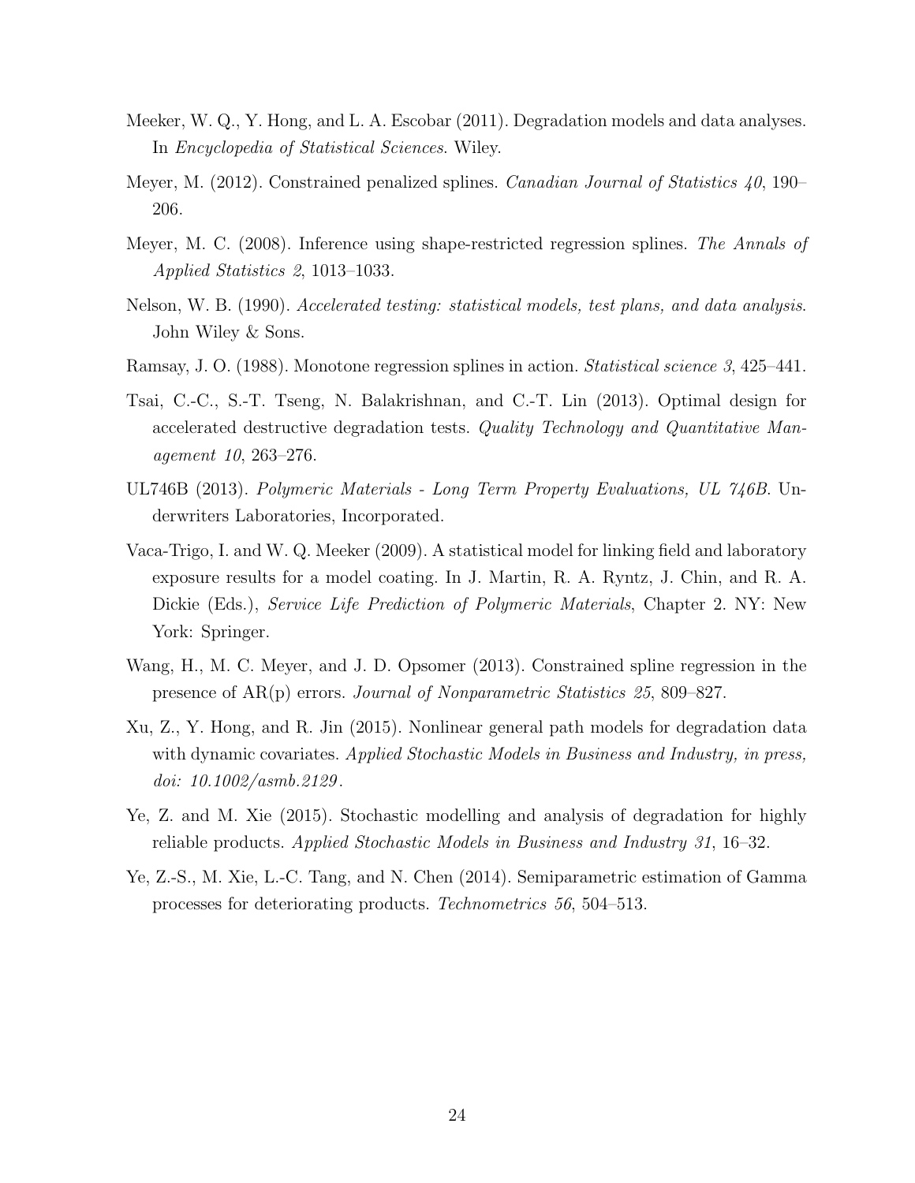Meeker, W. Q., Y. Hong, and L. A. Escobar (2011). Degradation models and data analyses. In *Encyclopedia of Statistical Sciences*. Wiley.

Meyer, M. (2012). Constrained penalized splines. *Canadian Journal of Statistics 40*, 190–206.

Meyer, M. C. (2008). Inference using shape-restricted regression splines. *The Annals of Applied Statistics 2*, 1013–1033.

Nelson, W. B. (1990). *Accelerated testing: statistical models, test plans, and data analysis*. John Wiley & Sons.

Ramsay, J. O. (1988). Monotone regression splines in action. *Statistical science 3*, 425–441.

Tsai, C.-C., S.-T. Tseng, N. Balakrishnan, and C.-T. Lin (2013). Optimal design for accelerated destructive degradation tests. *Quality Technology and Quantitative Management 10*, 263–276.

UL746B (2013). *Polymeric Materials - Long Term Property Evaluations, UL 746B*. Underwriters Laboratories, Incorporated.

Vaca-Trigo, I. and W. Q. Meeker (2009). A statistical model for linking field and laboratory exposure results for a model coating. In J. Martin, R. A. Ryntz, J. Chin, and R. A. Dickie (Eds.), *Service Life Prediction of Polymeric Materials*, Chapter 2. NY: New York: Springer.

Wang, H., M. C. Meyer, and J. D. Opsomer (2013). Constrained spline regression in the presence of AR(p) errors. *Journal of Nonparametric Statistics 25*, 809–827.

Xu, Z., Y. Hong, and R. Jin (2015). Nonlinear general path models for degradation data with dynamic covariates. *Applied Stochastic Models in Business and Industry, in press, doi: 10.1002/asmb.2129*.

Ye, Z. and M. Xie (2015). Stochastic modelling and analysis of degradation for highly reliable products. *Applied Stochastic Models in Business and Industry 31*, 16–32.

Ye, Z.-S., M. Xie, L.-C. Tang, and N. Chen (2014). Semiparametric estimation of Gamma processes for deteriorating products. *Technometrics 56*, 504–513.